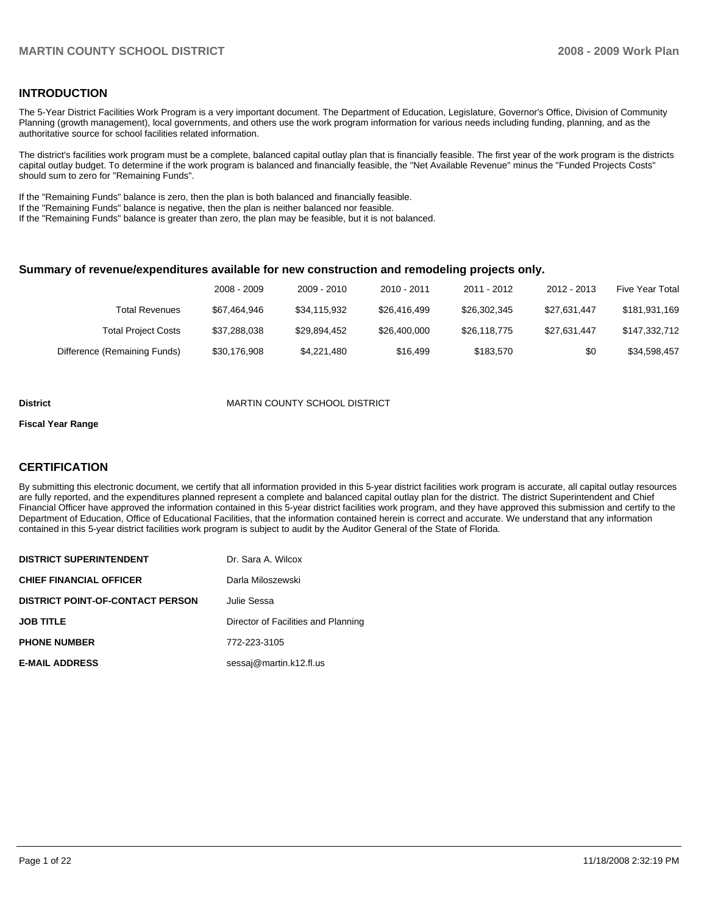## INTRODUCTION

The 5-Year District Facilities Work Program is a very important document. The Department of Education, Legislature, Governor's Office, Division of Community Planning (growth management), local governments, and others use the work program information for various needs including funding, planning, and as the authoritative source for school facilities related information.

The district's facilities work program must be a complete, balanced capital outlay plan that is financially feasible. The first year of the work program is the districts capital outlay budget. To determine if the work program is balanced and financially feasible, the "Net Available Revenue" minus the "Funded Projects Costs" should sum to zero for "Remaining Funds".

If the "Remaining Funds" balance is zero, then the plan is both balanced and financially feasible.
If the "Remaining Funds" balance is negative, then the plan is neither balanced nor feasible.
If the "Remaining Funds" balance is greater than zero, the plan may be feasible, but it is not balanced.

### Summary of revenue/expenditures available for new construction and remodeling projects only.

| | 2008 - 2009 | 2009 - 2010 | 2010 - 2011 | 2011 - 2012 | 2012 - 2013 | Five Year Total |
|---|---|---|---|---|---|---|
| Total Revenues | $67,464,946 | $34,115,932 | $26,416,499 | $26,302,345 | $27,631,447 | $181,931,169 |
| Total Project Costs | $37,288,038 | $29,894,452 | $26,400,000 | $26,118,775 | $27,631,447 | $147,332,712 |
| Difference (Remaining Funds) | $30,176,908 | $4,221,480 | $16,499 | $183,570 | $0 | $34,598,457 |

**District** MARTIN COUNTY SCHOOL DISTRICT

**Fiscal Year Range**

## CERTIFICATION

By submitting this electronic document, we certify that all information provided in this 5-year district facilities work program is accurate, all capital outlay resources are fully reported, and the expenditures planned represent a complete and balanced capital outlay plan for the district. The district Superintendent and Chief Financial Officer have approved the information contained in this 5-year district facilities work program, and they have approved this submission and certify to the Department of Education, Office of Educational Facilities, that the information contained herein is correct and accurate. We understand that any information contained in this 5-year district facilities work program is subject to audit by the Auditor General of the State of Florida.

| | |
|---|---|
| **DISTRICT SUPERINTENDENT** | Dr. Sara A. Wilcox |
| **CHIEF FINANCIAL OFFICER** | Darla Miloszewski |
| **DISTRICT POINT-OF-CONTACT PERSON** | Julie Sessa |
| **JOB TITLE** | Director of Facilities and Planning |
| **PHONE NUMBER** | 772-223-3105 |
| **E-MAIL ADDRESS** | sessaj@martin.k12.fl.us |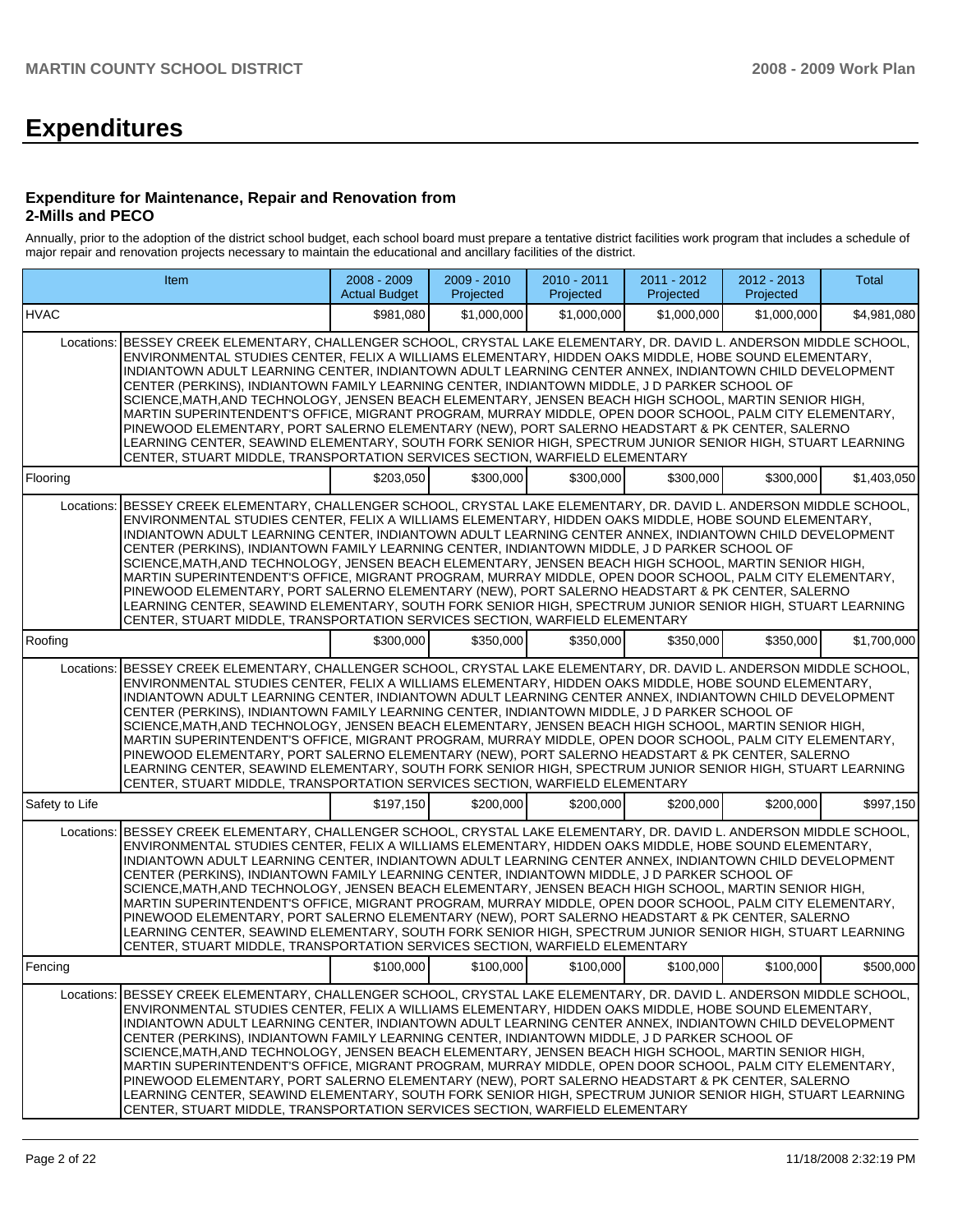# Expenditures

### Expenditure for Maintenance, Repair and Renovation from 2-Mills and PECO

Annually, prior to the adoption of the district school budget, each school board must prepare a tentative district facilities work program that includes a schedule of major repair and renovation projects necessary to maintain the educational and ancillary facilities of the district.

| Item | | 2008 - 2009 Actual Budget | 2009 - 2010 Projected | 2010 - 2011 Projected | 2011 - 2012 Projected | 2012 - 2013 Projected | Total |
|---|---|---|---|---|---|---|---|
| HVAC | | $981,080 | $1,000,000 | $1,000,000 | $1,000,000 | $1,000,000 | $4,981,080 |
| Locations: | BESSEY CREEK ELEMENTARY, CHALLENGER SCHOOL, CRYSTAL LAKE ELEMENTARY, DR. DAVID L. ANDERSON MIDDLE SCHOOL, ENVIRONMENTAL STUDIES CENTER, FELIX A WILLIAMS ELEMENTARY, HIDDEN OAKS MIDDLE, HOBE SOUND ELEMENTARY, INDIANTOWN ADULT LEARNING CENTER, INDIANTOWN ADULT LEARNING CENTER ANNEX, INDIANTOWN CHILD DEVELOPMENT CENTER (PERKINS), INDIANTOWN FAMILY LEARNING CENTER, INDIANTOWN MIDDLE, J D PARKER SCHOOL OF SCIENCE,MATH,AND TECHNOLOGY, JENSEN BEACH ELEMENTARY, JENSEN BEACH HIGH SCHOOL, MARTIN SENIOR HIGH, MARTIN SUPERINTENDENT'S OFFICE, MIGRANT PROGRAM, MURRAY MIDDLE, OPEN DOOR SCHOOL, PALM CITY ELEMENTARY, PINEWOOD ELEMENTARY, PORT SALERNO ELEMENTARY (NEW), PORT SALERNO HEADSTART & PK CENTER, SALERNO LEARNING CENTER, SEAWIND ELEMENTARY, SOUTH FORK SENIOR HIGH, SPECTRUM JUNIOR SENIOR HIGH, STUART LEARNING CENTER, STUART MIDDLE, TRANSPORTATION SERVICES SECTION, WARFIELD ELEMENTARY | | | | | | |
| Flooring | | $203,050 | $300,000 | $300,000 | $300,000 | $300,000 | $1,403,050 |
| Locations: | BESSEY CREEK ELEMENTARY, CHALLENGER SCHOOL, CRYSTAL LAKE ELEMENTARY, DR. DAVID L. ANDERSON MIDDLE SCHOOL, ENVIRONMENTAL STUDIES CENTER, FELIX A WILLIAMS ELEMENTARY, HIDDEN OAKS MIDDLE, HOBE SOUND ELEMENTARY, INDIANTOWN ADULT LEARNING CENTER, INDIANTOWN ADULT LEARNING CENTER ANNEX, INDIANTOWN CHILD DEVELOPMENT CENTER (PERKINS), INDIANTOWN FAMILY LEARNING CENTER, INDIANTOWN MIDDLE, J D PARKER SCHOOL OF SCIENCE,MATH,AND TECHNOLOGY, JENSEN BEACH ELEMENTARY, JENSEN BEACH HIGH SCHOOL, MARTIN SENIOR HIGH, MARTIN SUPERINTENDENT'S OFFICE, MIGRANT PROGRAM, MURRAY MIDDLE, OPEN DOOR SCHOOL, PALM CITY ELEMENTARY, PINEWOOD ELEMENTARY, PORT SALERNO ELEMENTARY (NEW), PORT SALERNO HEADSTART & PK CENTER, SALERNO LEARNING CENTER, SEAWIND ELEMENTARY, SOUTH FORK SENIOR HIGH, SPECTRUM JUNIOR SENIOR HIGH, STUART LEARNING CENTER, STUART MIDDLE, TRANSPORTATION SERVICES SECTION, WARFIELD ELEMENTARY | | | | | | |
| Roofing | | $300,000 | $350,000 | $350,000 | $350,000 | $350,000 | $1,700,000 |
| Locations: | BESSEY CREEK ELEMENTARY, CHALLENGER SCHOOL, CRYSTAL LAKE ELEMENTARY, DR. DAVID L. ANDERSON MIDDLE SCHOOL, ENVIRONMENTAL STUDIES CENTER, FELIX A WILLIAMS ELEMENTARY, HIDDEN OAKS MIDDLE, HOBE SOUND ELEMENTARY, INDIANTOWN ADULT LEARNING CENTER, INDIANTOWN ADULT LEARNING CENTER ANNEX, INDIANTOWN CHILD DEVELOPMENT CENTER (PERKINS), INDIANTOWN FAMILY LEARNING CENTER, INDIANTOWN MIDDLE, J D PARKER SCHOOL OF SCIENCE,MATH,AND TECHNOLOGY, JENSEN BEACH ELEMENTARY, JENSEN BEACH HIGH SCHOOL, MARTIN SENIOR HIGH, MARTIN SUPERINTENDENT'S OFFICE, MIGRANT PROGRAM, MURRAY MIDDLE, OPEN DOOR SCHOOL, PALM CITY ELEMENTARY, PINEWOOD ELEMENTARY, PORT SALERNO ELEMENTARY (NEW), PORT SALERNO HEADSTART & PK CENTER, SALERNO LEARNING CENTER, SEAWIND ELEMENTARY, SOUTH FORK SENIOR HIGH, SPECTRUM JUNIOR SENIOR HIGH, STUART LEARNING CENTER, STUART MIDDLE, TRANSPORTATION SERVICES SECTION, WARFIELD ELEMENTARY | | | | | | |
| Safety to Life | | $197,150 | $200,000 | $200,000 | $200,000 | $200,000 | $997,150 |
| Locations: | BESSEY CREEK ELEMENTARY, CHALLENGER SCHOOL, CRYSTAL LAKE ELEMENTARY, DR. DAVID L. ANDERSON MIDDLE SCHOOL, ENVIRONMENTAL STUDIES CENTER, FELIX A WILLIAMS ELEMENTARY, HIDDEN OAKS MIDDLE, HOBE SOUND ELEMENTARY, INDIANTOWN ADULT LEARNING CENTER, INDIANTOWN ADULT LEARNING CENTER ANNEX, INDIANTOWN CHILD DEVELOPMENT CENTER (PERKINS), INDIANTOWN FAMILY LEARNING CENTER, INDIANTOWN MIDDLE, J D PARKER SCHOOL OF SCIENCE,MATH,AND TECHNOLOGY, JENSEN BEACH ELEMENTARY, JENSEN BEACH HIGH SCHOOL, MARTIN SENIOR HIGH, MARTIN SUPERINTENDENT'S OFFICE, MIGRANT PROGRAM, MURRAY MIDDLE, OPEN DOOR SCHOOL, PALM CITY ELEMENTARY, PINEWOOD ELEMENTARY, PORT SALERNO ELEMENTARY (NEW), PORT SALERNO HEADSTART & PK CENTER, SALERNO LEARNING CENTER, SEAWIND ELEMENTARY, SOUTH FORK SENIOR HIGH, SPECTRUM JUNIOR SENIOR HIGH, STUART LEARNING CENTER, STUART MIDDLE, TRANSPORTATION SERVICES SECTION, WARFIELD ELEMENTARY | | | | | | |
| Fencing | | $100,000 | $100,000 | $100,000 | $100,000 | $100,000 | $500,000 |
| Locations: | BESSEY CREEK ELEMENTARY, CHALLENGER SCHOOL, CRYSTAL LAKE ELEMENTARY, DR. DAVID L. ANDERSON MIDDLE SCHOOL, ENVIRONMENTAL STUDIES CENTER, FELIX A WILLIAMS ELEMENTARY, HIDDEN OAKS MIDDLE, HOBE SOUND ELEMENTARY, INDIANTOWN ADULT LEARNING CENTER, INDIANTOWN ADULT LEARNING CENTER ANNEX, INDIANTOWN CHILD DEVELOPMENT CENTER (PERKINS), INDIANTOWN FAMILY LEARNING CENTER, INDIANTOWN MIDDLE, J D PARKER SCHOOL OF SCIENCE,MATH,AND TECHNOLOGY, JENSEN BEACH ELEMENTARY, JENSEN BEACH HIGH SCHOOL, MARTIN SENIOR HIGH, MARTIN SUPERINTENDENT'S OFFICE, MIGRANT PROGRAM, MURRAY MIDDLE, OPEN DOOR SCHOOL, PALM CITY ELEMENTARY, PINEWOOD ELEMENTARY, PORT SALERNO ELEMENTARY (NEW), PORT SALERNO HEADSTART & PK CENTER, SALERNO LEARNING CENTER, SEAWIND ELEMENTARY, SOUTH FORK SENIOR HIGH, SPECTRUM JUNIOR SENIOR HIGH, STUART LEARNING CENTER, STUART MIDDLE, TRANSPORTATION SERVICES SECTION, WARFIELD ELEMENTARY | | | | | | |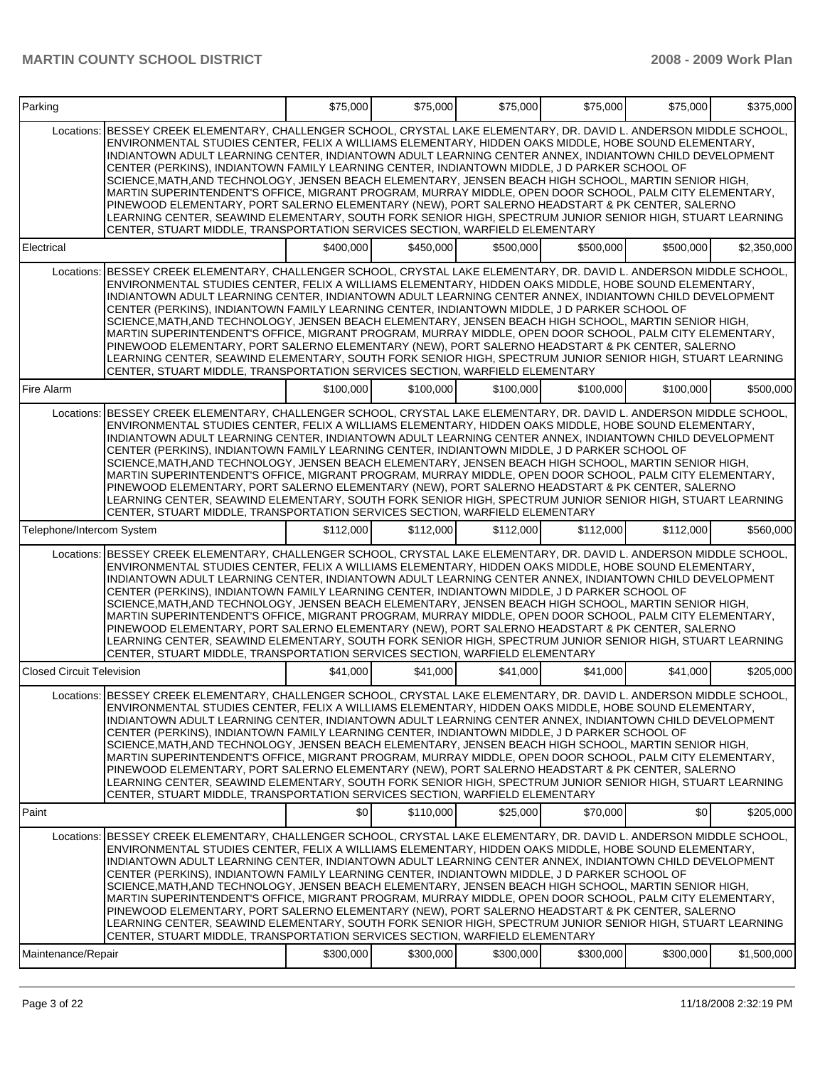| Item | | | | | | | |
|---|---|---|---|---|---|---|---|
| Parking | | $75,000 | $75,000 | $75,000 | $75,000 | $75,000 | $375,000 |
| Locations: | BESSEY CREEK ELEMENTARY, CHALLENGER SCHOOL, CRYSTAL LAKE ELEMENTARY, DR. DAVID L. ANDERSON MIDDLE SCHOOL, ENVIRONMENTAL STUDIES CENTER, FELIX A WILLIAMS ELEMENTARY, HIDDEN OAKS MIDDLE, HOBE SOUND ELEMENTARY, INDIANTOWN ADULT LEARNING CENTER, INDIANTOWN ADULT LEARNING CENTER ANNEX, INDIANTOWN CHILD DEVELOPMENT CENTER (PERKINS), INDIANTOWN FAMILY LEARNING CENTER, INDIANTOWN MIDDLE, J D PARKER SCHOOL OF SCIENCE,MATH,AND TECHNOLOGY, JENSEN BEACH ELEMENTARY, JENSEN BEACH HIGH SCHOOL, MARTIN SENIOR HIGH, MARTIN SUPERINTENDENT'S OFFICE, MIGRANT PROGRAM, MURRAY MIDDLE, OPEN DOOR SCHOOL, PALM CITY ELEMENTARY, PINEWOOD ELEMENTARY, PORT SALERNO ELEMENTARY (NEW), PORT SALERNO HEADSTART & PK CENTER, SALERNO LEARNING CENTER, SEAWIND ELEMENTARY, SOUTH FORK SENIOR HIGH, SPECTRUM JUNIOR SENIOR HIGH, STUART LEARNING CENTER, STUART MIDDLE, TRANSPORTATION SERVICES SECTION, WARFIELD ELEMENTARY | | | | | | |
| Electrical | | $400,000 | $450,000 | $500,000 | $500,000 | $500,000 | $2,350,000 |
| Locations: | BESSEY CREEK ELEMENTARY, CHALLENGER SCHOOL, CRYSTAL LAKE ELEMENTARY, DR. DAVID L. ANDERSON MIDDLE SCHOOL, ENVIRONMENTAL STUDIES CENTER, FELIX A WILLIAMS ELEMENTARY, HIDDEN OAKS MIDDLE, HOBE SOUND ELEMENTARY, INDIANTOWN ADULT LEARNING CENTER, INDIANTOWN ADULT LEARNING CENTER ANNEX, INDIANTOWN CHILD DEVELOPMENT CENTER (PERKINS), INDIANTOWN FAMILY LEARNING CENTER, INDIANTOWN MIDDLE, J D PARKER SCHOOL OF SCIENCE,MATH,AND TECHNOLOGY, JENSEN BEACH ELEMENTARY, JENSEN BEACH HIGH SCHOOL, MARTIN SENIOR HIGH, MARTIN SUPERINTENDENT'S OFFICE, MIGRANT PROGRAM, MURRAY MIDDLE, OPEN DOOR SCHOOL, PALM CITY ELEMENTARY, PINEWOOD ELEMENTARY, PORT SALERNO ELEMENTARY (NEW), PORT SALERNO HEADSTART & PK CENTER, SALERNO LEARNING CENTER, SEAWIND ELEMENTARY, SOUTH FORK SENIOR HIGH, SPECTRUM JUNIOR SENIOR HIGH, STUART LEARNING CENTER, STUART MIDDLE, TRANSPORTATION SERVICES SECTION, WARFIELD ELEMENTARY | | | | | | |
| Fire Alarm | | $100,000 | $100,000 | $100,000 | $100,000 | $100,000 | $500,000 |
| Locations: | BESSEY CREEK ELEMENTARY, CHALLENGER SCHOOL, CRYSTAL LAKE ELEMENTARY, DR. DAVID L. ANDERSON MIDDLE SCHOOL, ENVIRONMENTAL STUDIES CENTER, FELIX A WILLIAMS ELEMENTARY, HIDDEN OAKS MIDDLE, HOBE SOUND ELEMENTARY, INDIANTOWN ADULT LEARNING CENTER, INDIANTOWN ADULT LEARNING CENTER ANNEX, INDIANTOWN CHILD DEVELOPMENT CENTER (PERKINS), INDIANTOWN FAMILY LEARNING CENTER, INDIANTOWN MIDDLE, J D PARKER SCHOOL OF SCIENCE,MATH,AND TECHNOLOGY, JENSEN BEACH ELEMENTARY, JENSEN BEACH HIGH SCHOOL, MARTIN SENIOR HIGH, MARTIN SUPERINTENDENT'S OFFICE, MIGRANT PROGRAM, MURRAY MIDDLE, OPEN DOOR SCHOOL, PALM CITY ELEMENTARY, PINEWOOD ELEMENTARY, PORT SALERNO ELEMENTARY (NEW), PORT SALERNO HEADSTART & PK CENTER, SALERNO LEARNING CENTER, SEAWIND ELEMENTARY, SOUTH FORK SENIOR HIGH, SPECTRUM JUNIOR SENIOR HIGH, STUART LEARNING CENTER, STUART MIDDLE, TRANSPORTATION SERVICES SECTION, WARFIELD ELEMENTARY | | | | | | |
| Telephone/Intercom System | | $112,000 | $112,000 | $112,000 | $112,000 | $112,000 | $560,000 |
| Locations: | BESSEY CREEK ELEMENTARY, CHALLENGER SCHOOL, CRYSTAL LAKE ELEMENTARY, DR. DAVID L. ANDERSON MIDDLE SCHOOL, ENVIRONMENTAL STUDIES CENTER, FELIX A WILLIAMS ELEMENTARY, HIDDEN OAKS MIDDLE, HOBE SOUND ELEMENTARY, INDIANTOWN ADULT LEARNING CENTER, INDIANTOWN ADULT LEARNING CENTER ANNEX, INDIANTOWN CHILD DEVELOPMENT CENTER (PERKINS), INDIANTOWN FAMILY LEARNING CENTER, INDIANTOWN MIDDLE, J D PARKER SCHOOL OF SCIENCE,MATH,AND TECHNOLOGY, JENSEN BEACH ELEMENTARY, JENSEN BEACH HIGH SCHOOL, MARTIN SENIOR HIGH, MARTIN SUPERINTENDENT'S OFFICE, MIGRANT PROGRAM, MURRAY MIDDLE, OPEN DOOR SCHOOL, PALM CITY ELEMENTARY, PINEWOOD ELEMENTARY, PORT SALERNO ELEMENTARY (NEW), PORT SALERNO HEADSTART & PK CENTER, SALERNO LEARNING CENTER, SEAWIND ELEMENTARY, SOUTH FORK SENIOR HIGH, SPECTRUM JUNIOR SENIOR HIGH, STUART LEARNING CENTER, STUART MIDDLE, TRANSPORTATION SERVICES SECTION, WARFIELD ELEMENTARY | | | | | | |
| Closed Circuit Television | | $41,000 | $41,000 | $41,000 | $41,000 | $41,000 | $205,000 |
| Locations: | BESSEY CREEK ELEMENTARY, CHALLENGER SCHOOL, CRYSTAL LAKE ELEMENTARY, DR. DAVID L. ANDERSON MIDDLE SCHOOL, ENVIRONMENTAL STUDIES CENTER, FELIX A WILLIAMS ELEMENTARY, HIDDEN OAKS MIDDLE, HOBE SOUND ELEMENTARY, INDIANTOWN ADULT LEARNING CENTER, INDIANTOWN ADULT LEARNING CENTER ANNEX, INDIANTOWN CHILD DEVELOPMENT CENTER (PERKINS), INDIANTOWN FAMILY LEARNING CENTER, INDIANTOWN MIDDLE, J D PARKER SCHOOL OF SCIENCE,MATH,AND TECHNOLOGY, JENSEN BEACH ELEMENTARY, JENSEN BEACH HIGH SCHOOL, MARTIN SENIOR HIGH, MARTIN SUPERINTENDENT'S OFFICE, MIGRANT PROGRAM, MURRAY MIDDLE, OPEN DOOR SCHOOL, PALM CITY ELEMENTARY, PINEWOOD ELEMENTARY, PORT SALERNO ELEMENTARY (NEW), PORT SALERNO HEADSTART & PK CENTER, SALERNO LEARNING CENTER, SEAWIND ELEMENTARY, SOUTH FORK SENIOR HIGH, SPECTRUM JUNIOR SENIOR HIGH, STUART LEARNING CENTER, STUART MIDDLE, TRANSPORTATION SERVICES SECTION, WARFIELD ELEMENTARY | | | | | | |
| Paint | | $0 | $110,000 | $25,000 | $70,000 | $0 | $205,000 |
| Locations: | BESSEY CREEK ELEMENTARY, CHALLENGER SCHOOL, CRYSTAL LAKE ELEMENTARY, DR. DAVID L. ANDERSON MIDDLE SCHOOL, ENVIRONMENTAL STUDIES CENTER, FELIX A WILLIAMS ELEMENTARY, HIDDEN OAKS MIDDLE, HOBE SOUND ELEMENTARY, INDIANTOWN ADULT LEARNING CENTER, INDIANTOWN ADULT LEARNING CENTER ANNEX, INDIANTOWN CHILD DEVELOPMENT CENTER (PERKINS), INDIANTOWN FAMILY LEARNING CENTER, INDIANTOWN MIDDLE, J D PARKER SCHOOL OF SCIENCE,MATH,AND TECHNOLOGY, JENSEN BEACH ELEMENTARY, JENSEN BEACH HIGH SCHOOL, MARTIN SENIOR HIGH, MARTIN SUPERINTENDENT'S OFFICE, MIGRANT PROGRAM, MURRAY MIDDLE, OPEN DOOR SCHOOL, PALM CITY ELEMENTARY, PINEWOOD ELEMENTARY, PORT SALERNO ELEMENTARY (NEW), PORT SALERNO HEADSTART & PK CENTER, SALERNO LEARNING CENTER, SEAWIND ELEMENTARY, SOUTH FORK SENIOR HIGH, SPECTRUM JUNIOR SENIOR HIGH, STUART LEARNING CENTER, STUART MIDDLE, TRANSPORTATION SERVICES SECTION, WARFIELD ELEMENTARY | | | | | | |
| Maintenance/Repair | | $300,000 | $300,000 | $300,000 | $300,000 | $300,000 | $1,500,000 |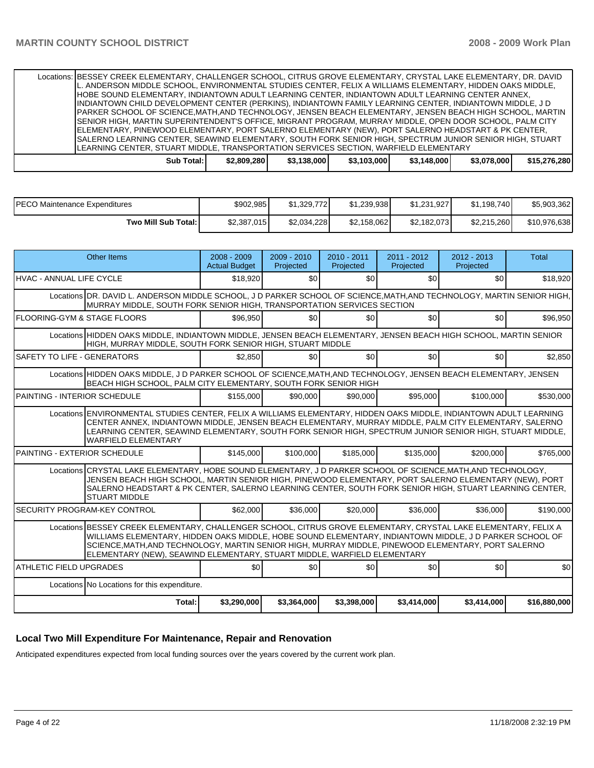| | | | | | | |
|---|---|---|---|---|---|---|
| Locations: | BESSEY CREEK ELEMENTARY, CHALLENGER SCHOOL, CITRUS GROVE ELEMENTARY, CRYSTAL LAKE ELEMENTARY, DR. DAVID L. ANDERSON MIDDLE SCHOOL, ENVIRONMENTAL STUDIES CENTER, FELIX A WILLIAMS ELEMENTARY, HIDDEN OAKS MIDDLE, HOBE SOUND ELEMENTARY, INDIANTOWN ADULT LEARNING CENTER, INDIANTOWN ADULT LEARNING CENTER ANNEX, INDIANTOWN CHILD DEVELOPMENT CENTER (PERKINS), INDIANTOWN FAMILY LEARNING CENTER, INDIANTOWN MIDDLE, J D PARKER SCHOOL OF SCIENCE,MATH,AND TECHNOLOGY, JENSEN BEACH ELEMENTARY, JENSEN BEACH HIGH SCHOOL, MARTIN SENIOR HIGH, MARTIN SUPERINTENDENT'S OFFICE, MIGRANT PROGRAM, MURRAY MIDDLE, OPEN DOOR SCHOOL, PALM CITY ELEMENTARY, PINEWOOD ELEMENTARY, PORT SALERNO ELEMENTARY (NEW), PORT SALERNO HEADSTART & PK CENTER, SALERNO LEARNING CENTER, SEAWIND ELEMENTARY, SOUTH FORK SENIOR HIGH, SPECTRUM JUNIOR SENIOR HIGH, STUART LEARNING CENTER, STUART MIDDLE, TRANSPORTATION SERVICES SECTION, WARFIELD ELEMENTARY | | | | | |
| | **Sub Total:** | **$2,809,280** | **$3,138,000** | **$3,103,000** | **$3,148,000** | **$3,078,000** | **$15,276,280** |

| | | | | | | |
|---|---|---|---|---|---|---|
| PECO Maintenance Expenditures | $902,985 | $1,329,772 | $1,239,938 | $1,231,927 | $1,198,740 | $5,903,362 |
| **Two Mill Sub Total:** | $2,387,015 | $2,034,228 | $2,158,062 | $2,182,073 | $2,215,260 | $10,976,638 |

| Other Items | 2008 - 2009 Actual Budget | 2009 - 2010 Projected | 2010 - 2011 Projected | 2011 - 2012 Projected | 2012 - 2013 Projected | Total |
|---|---|---|---|---|---|---|
| HVAC - ANNUAL LIFE CYCLE | $18,920 | $0 | $0 | $0 | $0 | $18,920 |
| Locations: DR. DAVID L. ANDERSON MIDDLE SCHOOL, J D PARKER SCHOOL OF SCIENCE,MATH,AND TECHNOLOGY, MARTIN SENIOR HIGH, MURRAY MIDDLE, SOUTH FORK SENIOR HIGH, TRANSPORTATION SERVICES SECTION | | | | | | |
| FLOORING-GYM & STAGE FLOORS | $96,950 | $0 | $0 | $0 | $0 | $96,950 |
| Locations: HIDDEN OAKS MIDDLE, INDIANTOWN MIDDLE, JENSEN BEACH ELEMENTARY, JENSEN BEACH HIGH SCHOOL, MARTIN SENIOR HIGH, MURRAY MIDDLE, SOUTH FORK SENIOR HIGH, STUART MIDDLE | | | | | | |
| SAFETY TO LIFE - GENERATORS | $2,850 | $0 | $0 | $0 | $0 | $2,850 |
| Locations: HIDDEN OAKS MIDDLE, J D PARKER SCHOOL OF SCIENCE,MATH,AND TECHNOLOGY, JENSEN BEACH ELEMENTARY, JENSEN BEACH HIGH SCHOOL, PALM CITY ELEMENTARY, SOUTH FORK SENIOR HIGH | | | | | | |
| PAINTING - INTERIOR SCHEDULE | $155,000 | $90,000 | $90,000 | $95,000 | $100,000 | $530,000 |
| Locations: ENVIRONMENTAL STUDIES CENTER, FELIX A WILLIAMS ELEMENTARY, HIDDEN OAKS MIDDLE, INDIANTOWN ADULT LEARNING CENTER ANNEX, INDIANTOWN MIDDLE, JENSEN BEACH ELEMENTARY, MURRAY MIDDLE, PALM CITY ELEMENTARY, SALERNO LEARNING CENTER, SEAWIND ELEMENTARY, SOUTH FORK SENIOR HIGH, SPECTRUM JUNIOR SENIOR HIGH, STUART MIDDLE, WARFIELD ELEMENTARY | | | | | | |
| PAINTING - EXTERIOR SCHEDULE | $145,000 | $100,000 | $185,000 | $135,000 | $200,000 | $765,000 |
| Locations: CRYSTAL LAKE ELEMENTARY, HOBE SOUND ELEMENTARY, J D PARKER SCHOOL OF SCIENCE,MATH,AND TECHNOLOGY, JENSEN BEACH HIGH SCHOOL, MARTIN SENIOR HIGH, PINEWOOD ELEMENTARY, PORT SALERNO ELEMENTARY (NEW), PORT SALERNO HEADSTART & PK CENTER, SALERNO LEARNING CENTER, SOUTH FORK SENIOR HIGH, STUART LEARNING CENTER, STUART MIDDLE | | | | | | |
| SECURITY PROGRAM-KEY CONTROL | $62,000 | $36,000 | $20,000 | $36,000 | $36,000 | $190,000 |
| Locations: BESSEY CREEK ELEMENTARY, CHALLENGER SCHOOL, CITRUS GROVE ELEMENTARY, CRYSTAL LAKE ELEMENTARY, FELIX A WILLIAMS ELEMENTARY, HIDDEN OAKS MIDDLE, HOBE SOUND ELEMENTARY, INDIANTOWN MIDDLE, J D PARKER SCHOOL OF SCIENCE,MATH,AND TECHNOLOGY, MARTIN SENIOR HIGH, MURRAY MIDDLE, PINEWOOD ELEMENTARY, PORT SALERNO ELEMENTARY (NEW), SEAWIND ELEMENTARY, STUART MIDDLE, WARFIELD ELEMENTARY | | | | | | |
| ATHLETIC FIELD UPGRADES | $0 | $0 | $0 | $0 | $0 | $0 |
| Locations: No Locations for this expenditure. | | | | | | |
| **Total:** | **$3,290,000** | **$3,364,000** | **$3,398,000** | **$3,414,000** | **$3,414,000** | **$16,880,000** |

## Local Two Mill Expenditure For Maintenance, Repair and Renovation

Anticipated expenditures expected from local funding sources over the years covered by the current work plan.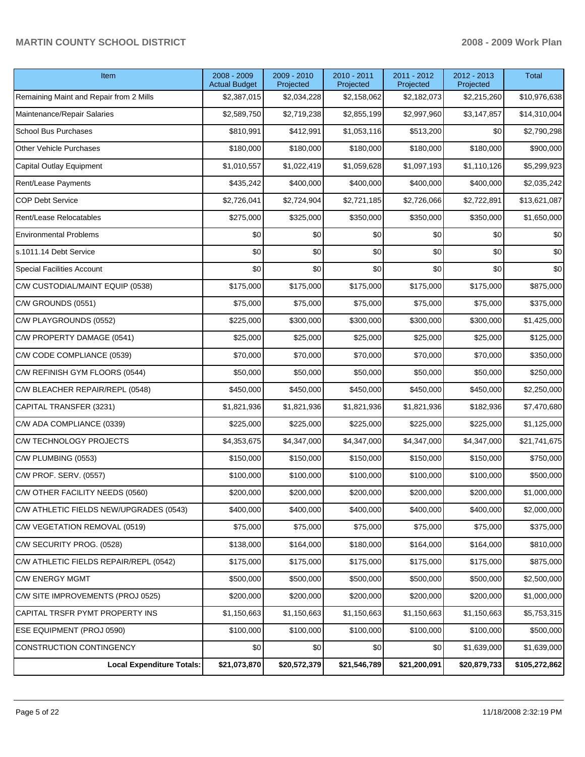| Item | 2008 - 2009 Actual Budget | 2009 - 2010 Projected | 2010 - 2011 Projected | 2011 - 2012 Projected | 2012 - 2013 Projected | Total |
|---|---|---|---|---|---|---|
| Remaining Maint and Repair from 2 Mills | $2,387,015 | $2,034,228 | $2,158,062 | $2,182,073 | $2,215,260 | $10,976,638 |
| Maintenance/Repair Salaries | $2,589,750 | $2,719,238 | $2,855,199 | $2,997,960 | $3,147,857 | $14,310,004 |
| School Bus Purchases | $810,991 | $412,991 | $1,053,116 | $513,200 | $0 | $2,790,298 |
| Other Vehicle Purchases | $180,000 | $180,000 | $180,000 | $180,000 | $180,000 | $900,000 |
| Capital Outlay Equipment | $1,010,557 | $1,022,419 | $1,059,628 | $1,097,193 | $1,110,126 | $5,299,923 |
| Rent/Lease Payments | $435,242 | $400,000 | $400,000 | $400,000 | $400,000 | $2,035,242 |
| COP Debt Service | $2,726,041 | $2,724,904 | $2,721,185 | $2,726,066 | $2,722,891 | $13,621,087 |
| Rent/Lease Relocatables | $275,000 | $325,000 | $350,000 | $350,000 | $350,000 | $1,650,000 |
| Environmental Problems | $0 | $0 | $0 | $0 | $0 | $0 |
| s.1011.14 Debt Service | $0 | $0 | $0 | $0 | $0 | $0 |
| Special Facilities Account | $0 | $0 | $0 | $0 | $0 | $0 |
| C/W CUSTODIAL/MAINT EQUIP (0538) | $175,000 | $175,000 | $175,000 | $175,000 | $175,000 | $875,000 |
| C/W GROUNDS (0551) | $75,000 | $75,000 | $75,000 | $75,000 | $75,000 | $375,000 |
| C/W PLAYGROUNDS (0552) | $225,000 | $300,000 | $300,000 | $300,000 | $300,000 | $1,425,000 |
| C/W PROPERTY DAMAGE (0541) | $25,000 | $25,000 | $25,000 | $25,000 | $25,000 | $125,000 |
| C/W CODE COMPLIANCE (0539) | $70,000 | $70,000 | $70,000 | $70,000 | $70,000 | $350,000 |
| C/W REFINISH GYM FLOORS (0544) | $50,000 | $50,000 | $50,000 | $50,000 | $50,000 | $250,000 |
| C/W BLEACHER REPAIR/REPL (0548) | $450,000 | $450,000 | $450,000 | $450,000 | $450,000 | $2,250,000 |
| CAPITAL TRANSFER (3231) | $1,821,936 | $1,821,936 | $1,821,936 | $1,821,936 | $182,936 | $7,470,680 |
| C/W ADA COMPLIANCE (0339) | $225,000 | $225,000 | $225,000 | $225,000 | $225,000 | $1,125,000 |
| C/W TECHNOLOGY PROJECTS | $4,353,675 | $4,347,000 | $4,347,000 | $4,347,000 | $4,347,000 | $21,741,675 |
| C/W PLUMBING (0553) | $150,000 | $150,000 | $150,000 | $150,000 | $150,000 | $750,000 |
| C/W PROF. SERV. (0557) | $100,000 | $100,000 | $100,000 | $100,000 | $100,000 | $500,000 |
| C/W OTHER FACILITY NEEDS (0560) | $200,000 | $200,000 | $200,000 | $200,000 | $200,000 | $1,000,000 |
| C/W ATHLETIC FIELDS NEW/UPGRADES (0543) | $400,000 | $400,000 | $400,000 | $400,000 | $400,000 | $2,000,000 |
| C/W VEGETATION REMOVAL (0519) | $75,000 | $75,000 | $75,000 | $75,000 | $75,000 | $375,000 |
| C/W SECURITY PROG. (0528) | $138,000 | $164,000 | $180,000 | $164,000 | $164,000 | $810,000 |
| C/W ATHLETIC FIELDS REPAIR/REPL (0542) | $175,000 | $175,000 | $175,000 | $175,000 | $175,000 | $875,000 |
| C/W ENERGY MGMT | $500,000 | $500,000 | $500,000 | $500,000 | $500,000 | $2,500,000 |
| C/W SITE IMPROVEMENTS (PROJ 0525) | $200,000 | $200,000 | $200,000 | $200,000 | $200,000 | $1,000,000 |
| CAPITAL TRSFR PYMT PROPERTY INS | $1,150,663 | $1,150,663 | $1,150,663 | $1,150,663 | $1,150,663 | $5,753,315 |
| ESE EQUIPMENT (PROJ 0590) | $100,000 | $100,000 | $100,000 | $100,000 | $100,000 | $500,000 |
| CONSTRUCTION CONTINGENCY | $0 | $0 | $0 | $0 | $1,639,000 | $1,639,000 |
| **Local Expenditure Totals:** | **$21,073,870** | **$20,572,379** | **$21,546,789** | **$21,200,091** | **$20,879,733** | **$105,272,862** |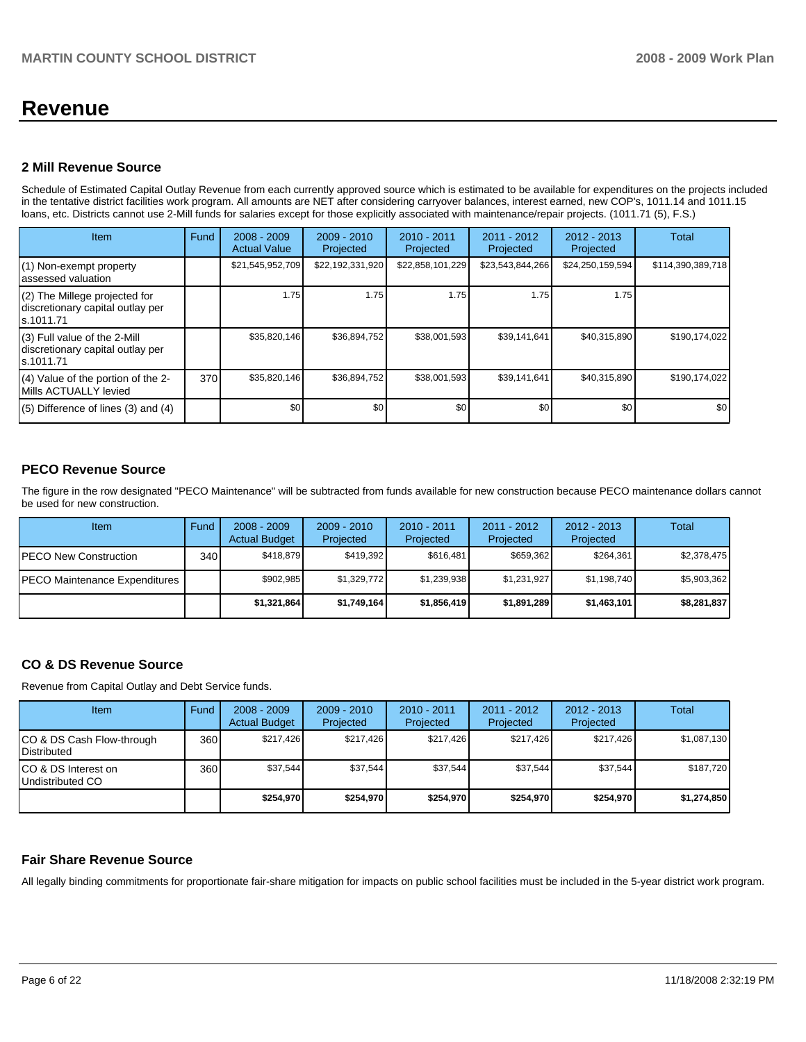# Revenue

## 2 Mill Revenue Source

Schedule of Estimated Capital Outlay Revenue from each currently approved source which is estimated to be available for expenditures on the projects included in the tentative district facilities work program. All amounts are NET after considering carryover balances, interest earned, new COP's, 1011.14 and 1011.15 loans, etc. Districts cannot use 2-Mill funds for salaries except for those explicitly associated with maintenance/repair projects. (1011.71 (5), F.S.)

| Item | Fund | 2008 - 2009 Actual Value | 2009 - 2010 Projected | 2010 - 2011 Projected | 2011 - 2012 Projected | 2012 - 2013 Projected | Total |
|---|---|---|---|---|---|---|---|
| (1) Non-exempt property assessed valuation | | $21,545,952,709 | $22,192,331,920 | $22,858,101,229 | $23,543,844,266 | $24,250,159,594 | $114,390,389,718 |
| (2) The Millege projected for discretionary capital outlay per s.1011.71 | | 1.75 | 1.75 | 1.75 | 1.75 | 1.75 | |
| (3) Full value of the 2-Mill discretionary capital outlay per s.1011.71 | | $35,820,146 | $36,894,752 | $38,001,593 | $39,141,641 | $40,315,890 | $190,174,022 |
| (4) Value of the portion of the 2-Mills ACTUALLY levied | 370 | $35,820,146 | $36,894,752 | $38,001,593 | $39,141,641 | $40,315,890 | $190,174,022 |
| (5) Difference of lines (3) and (4) | | $0 | $0 | $0 | $0 | $0 | $0 |

## PECO Revenue Source

The figure in the row designated "PECO Maintenance" will be subtracted from funds available for new construction because PECO maintenance dollars cannot be used for new construction.

| Item | Fund | 2008 - 2009 Actual Budget | 2009 - 2010 Projected | 2010 - 2011 Projected | 2011 - 2012 Projected | 2012 - 2013 Projected | Total |
|---|---|---|---|---|---|---|---|
| PECO New Construction | 340 | $418,879 | $419,392 | $616,481 | $659,362 | $264,361 | $2,378,475 |
| PECO Maintenance Expenditures | | $902,985 | $1,329,772 | $1,239,938 | $1,231,927 | $1,198,740 | $5,903,362 |
| | | **$1,321,864** | **$1,749,164** | **$1,856,419** | **$1,891,289** | **$1,463,101** | **$8,281,837** |

## CO & DS Revenue Source

Revenue from Capital Outlay and Debt Service funds.

| Item | Fund | 2008 - 2009 Actual Budget | 2009 - 2010 Projected | 2010 - 2011 Projected | 2011 - 2012 Projected | 2012 - 2013 Projected | Total |
|---|---|---|---|---|---|---|---|
| CO & DS Cash Flow-through Distributed | 360 | $217,426 | $217,426 | $217,426 | $217,426 | $217,426 | $1,087,130 |
| CO & DS Interest on Undistributed CO | 360 | $37,544 | $37,544 | $37,544 | $37,544 | $37,544 | $187,720 |
| | | **$254,970** | **$254,970** | **$254,970** | **$254,970** | **$254,970** | **$1,274,850** |

## Fair Share Revenue Source

All legally binding commitments for proportionate fair-share mitigation for impacts on public school facilities must be included in the 5-year district work program.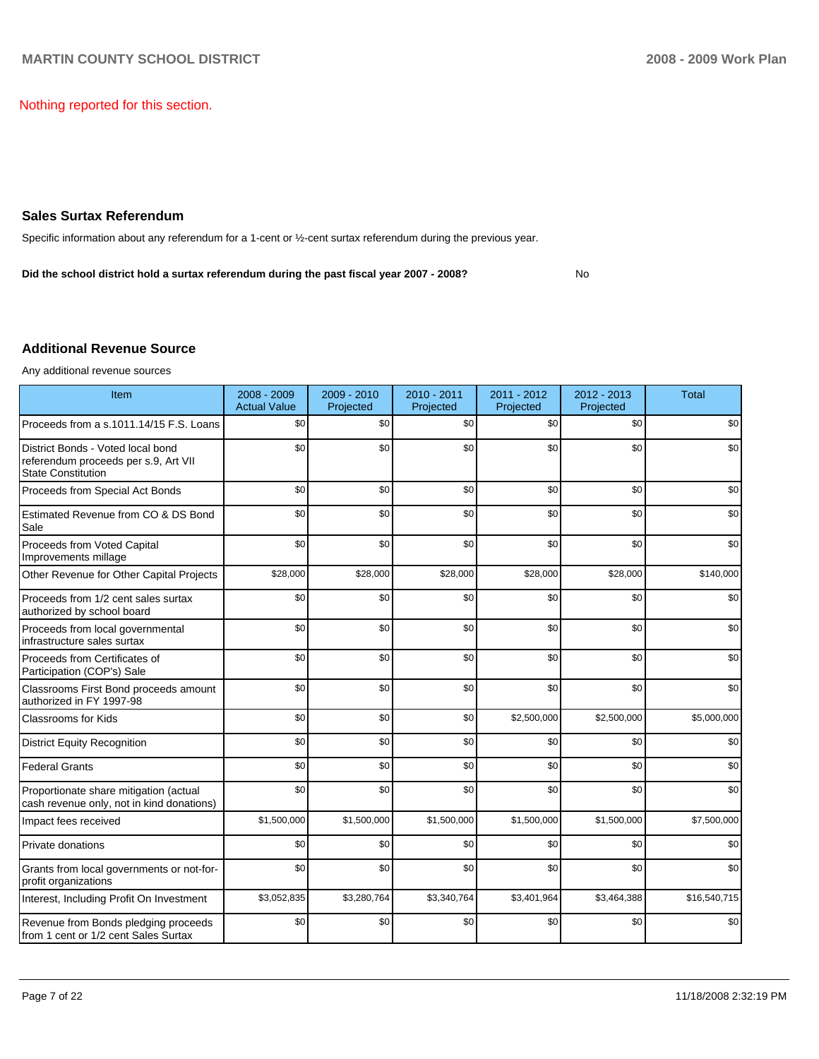Nothing reported for this section.

## Sales Surtax Referendum

Specific information about any referendum for a 1-cent or ½-cent surtax referendum during the previous year.

**Did the school district hold a surtax referendum during the past fiscal year 2007 - 2008?** No

## Additional Revenue Source

Any additional revenue sources

| Item | 2008 - 2009 Actual Value | 2009 - 2010 Projected | 2010 - 2011 Projected | 2011 - 2012 Projected | 2012 - 2013 Projected | Total |
|---|---|---|---|---|---|---|
| Proceeds from a s.1011.14/15 F.S. Loans | $0 | $0 | $0 | $0 | $0 | $0 |
| District Bonds - Voted local bond referendum proceeds per s.9, Art VII State Constitution | $0 | $0 | $0 | $0 | $0 | $0 |
| Proceeds from Special Act Bonds | $0 | $0 | $0 | $0 | $0 | $0 |
| Estimated Revenue from CO & DS Bond Sale | $0 | $0 | $0 | $0 | $0 | $0 |
| Proceeds from Voted Capital Improvements millage | $0 | $0 | $0 | $0 | $0 | $0 |
| Other Revenue for Other Capital Projects | $28,000 | $28,000 | $28,000 | $28,000 | $28,000 | $140,000 |
| Proceeds from 1/2 cent sales surtax authorized by school board | $0 | $0 | $0 | $0 | $0 | $0 |
| Proceeds from local governmental infrastructure sales surtax | $0 | $0 | $0 | $0 | $0 | $0 |
| Proceeds from Certificates of Participation (COP's) Sale | $0 | $0 | $0 | $0 | $0 | $0 |
| Classrooms First Bond proceeds amount authorized in FY 1997-98 | $0 | $0 | $0 | $0 | $0 | $0 |
| Classrooms for Kids | $0 | $0 | $0 | $2,500,000 | $2,500,000 | $5,000,000 |
| District Equity Recognition | $0 | $0 | $0 | $0 | $0 | $0 |
| Federal Grants | $0 | $0 | $0 | $0 | $0 | $0 |
| Proportionate share mitigation (actual cash revenue only, not in kind donations) | $0 | $0 | $0 | $0 | $0 | $0 |
| Impact fees received | $1,500,000 | $1,500,000 | $1,500,000 | $1,500,000 | $1,500,000 | $7,500,000 |
| Private donations | $0 | $0 | $0 | $0 | $0 | $0 |
| Grants from local governments or not-for-profit organizations | $0 | $0 | $0 | $0 | $0 | $0 |
| Interest, Including Profit On Investment | $3,052,835 | $3,280,764 | $3,340,764 | $3,401,964 | $3,464,388 | $16,540,715 |
| Revenue from Bonds pledging proceeds from 1 cent or 1/2 cent Sales Surtax | $0 | $0 | $0 | $0 | $0 | $0 |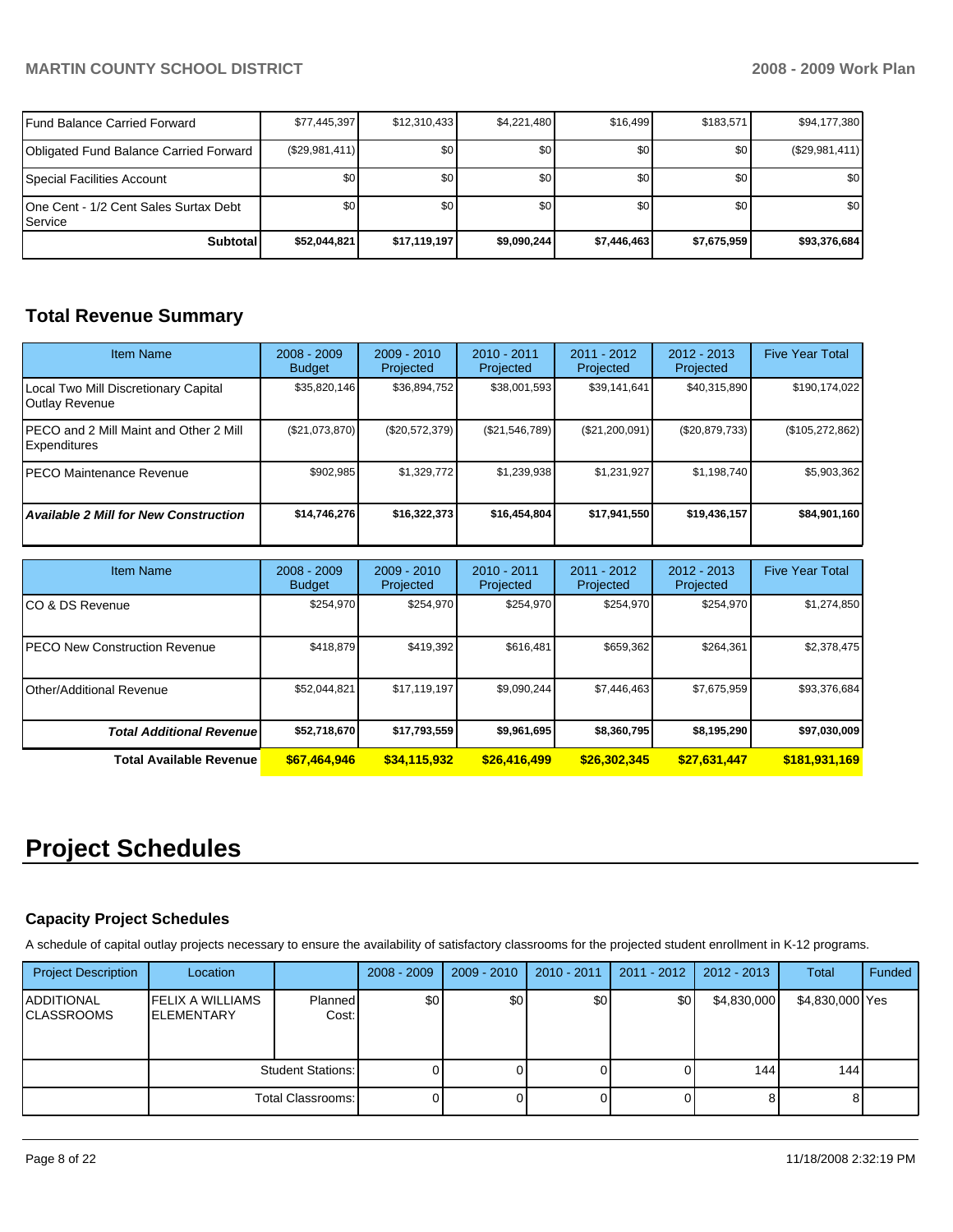| | | | | | | |
|---|---|---|---|---|---|---|
| Fund Balance Carried Forward | $77,445,397 | $12,310,433 | $4,221,480 | $16,499 | $183,571 | $94,177,380 |
| Obligated Fund Balance Carried Forward | ($29,981,411) | $0 | $0 | $0 | $0 | ($29,981,411) |
| Special Facilities Account | $0 | $0 | $0 | $0 | $0 | $0 |
| One Cent - 1/2 Cent Sales Surtax Debt Service | $0 | $0 | $0 | $0 | $0 | $0 |
| **Subtotal** | **$52,044,821** | **$17,119,197** | **$9,090,244** | **$7,446,463** | **$7,675,959** | **$93,376,684** |

## Total Revenue Summary

| Item Name | 2008 - 2009 Budget | 2009 - 2010 Projected | 2010 - 2011 Projected | 2011 - 2012 Projected | 2012 - 2013 Projected | Five Year Total |
|---|---|---|---|---|---|---|
| Local Two Mill Discretionary Capital Outlay Revenue | $35,820,146 | $36,894,752 | $38,001,593 | $39,141,641 | $40,315,890 | $190,174,022 |
| PECO and 2 Mill Maint and Other 2 Mill Expenditures | ($21,073,870) | ($20,572,379) | ($21,546,789) | ($21,200,091) | ($20,879,733) | ($105,272,862) |
| PECO Maintenance Revenue | $902,985 | $1,329,772 | $1,239,938 | $1,231,927 | $1,198,740 | $5,903,362 |
| ***Available 2 Mill for New Construction*** | **$14,746,276** | **$16,322,373** | **$16,454,804** | **$17,941,550** | **$19,436,157** | **$84,901,160** |

| Item Name | 2008 - 2009 Budget | 2009 - 2010 Projected | 2010 - 2011 Projected | 2011 - 2012 Projected | 2012 - 2013 Projected | Five Year Total |
|---|---|---|---|---|---|---|
| CO & DS Revenue | $254,970 | $254,970 | $254,970 | $254,970 | $254,970 | $1,274,850 |
| PECO New Construction Revenue | $418,879 | $419,392 | $616,481 | $659,362 | $264,361 | $2,378,475 |
| Other/Additional Revenue | $52,044,821 | $17,119,197 | $9,090,244 | $7,446,463 | $7,675,959 | $93,376,684 |
| ***Total Additional Revenue*** | **$52,718,670** | **$17,793,559** | **$9,961,695** | **$8,360,795** | **$8,195,290** | **$97,030,009** |
| **Total Available Revenue** | **$67,464,946** | **$34,115,932** | **$26,416,499** | **$26,302,345** | **$27,631,447** | **$181,931,169** |

# Project Schedules

### Capacity Project Schedules

A schedule of capital outlay projects necessary to ensure the availability of satisfactory classrooms for the projected student enrollment in K-12 programs.

| Project Description | Location | | 2008 - 2009 | 2009 - 2010 | 2010 - 2011 | 2011 - 2012 | 2012 - 2013 | Total | Funded |
|---|---|---|---|---|---|---|---|---|---|
| ADDITIONAL CLASSROOMS | FELIX A WILLIAMS ELEMENTARY | Planned Cost: | $0 | $0 | $0 | $0 | $4,830,000 | $4,830,000 | Yes |
| | | Student Stations: | 0 | 0 | 0 | 0 | 144 | 144 | |
| | | Total Classrooms: | 0 | 0 | 0 | 0 | 8 | 8 | |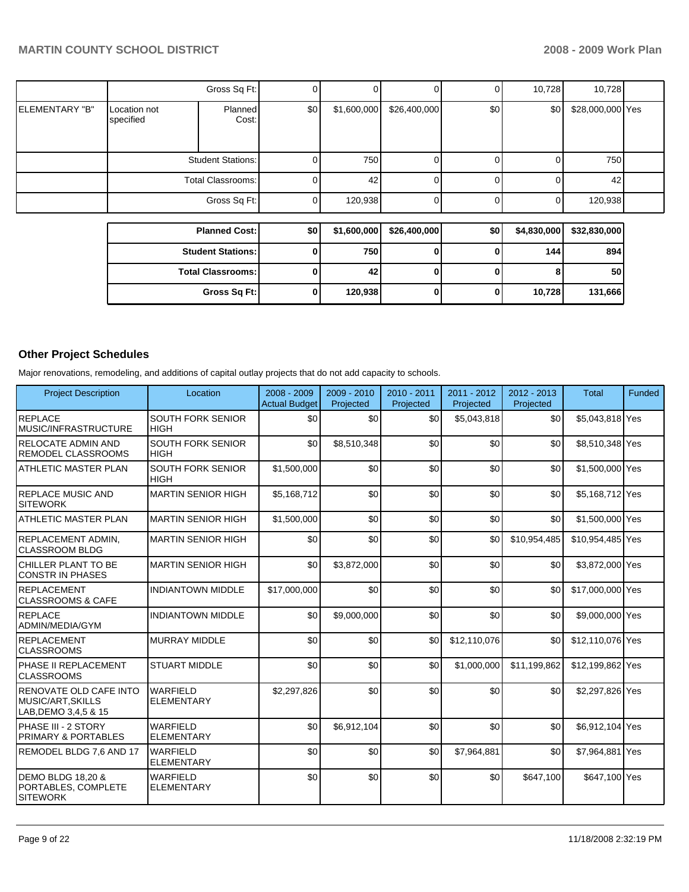| | | | | | | | | | |
|---|---|---|---|---|---|---|---|---|---|
| | Gross Sq Ft: | | 0 | 0 | 0 | 0 | 10,728 | 10,728 | |
| ELEMENTARY "B" | Location not specified | Planned Cost: | $0 | $1,600,000 | $26,400,000 | $0 | $0 | $28,000,000 | Yes |
| | Student Stations: | | 0 | 750 | 0 | 0 | 0 | 750 | |
| | Total Classrooms: | | 0 | 42 | 0 | 0 | 0 | 42 | |
| | Gross Sq Ft: | | 0 | 120,938 | 0 | 0 | 0 | 120,938 | |

| | | | | | | |
|---|---|---|---|---|---|---|
| **Planned Cost:** | **$0** | **$1,600,000** | **$26,400,000** | **$0** | **$4,830,000** | **$32,830,000** |
| **Student Stations:** | **0** | **750** | **0** | **0** | **144** | **894** |
| **Total Classrooms:** | **0** | **42** | **0** | **0** | **8** | **50** |
| **Gross Sq Ft:** | **0** | **120,938** | **0** | **0** | **10,728** | **131,666** |

## Other Project Schedules

Major renovations, remodeling, and additions of capital outlay projects that do not add capacity to schools.

| Project Description | Location | 2008 - 2009 Actual Budget | 2009 - 2010 Projected | 2010 - 2011 Projected | 2011 - 2012 Projected | 2012 - 2013 Projected | Total | Funded |
|---|---|---|---|---|---|---|---|---|
| REPLACE MUSIC/INFRASTRUCTURE | SOUTH FORK SENIOR HIGH | $0 | $0 | $0 | $5,043,818 | $0 | $5,043,818 | Yes |
| RELOCATE ADMIN AND REMODEL CLASSROOMS | SOUTH FORK SENIOR HIGH | $0 | $8,510,348 | $0 | $0 | $0 | $8,510,348 | Yes |
| ATHLETIC MASTER PLAN | SOUTH FORK SENIOR HIGH | $1,500,000 | $0 | $0 | $0 | $0 | $1,500,000 | Yes |
| REPLACE MUSIC AND SITEWORK | MARTIN SENIOR HIGH | $5,168,712 | $0 | $0 | $0 | $0 | $5,168,712 | Yes |
| ATHLETIC MASTER PLAN | MARTIN SENIOR HIGH | $1,500,000 | $0 | $0 | $0 | $0 | $1,500,000 | Yes |
| REPLACEMENT ADMIN, CLASSROOM BLDG | MARTIN SENIOR HIGH | $0 | $0 | $0 | $0 | $10,954,485 | $10,954,485 | Yes |
| CHILLER PLANT TO BE CONSTR IN PHASES | MARTIN SENIOR HIGH | $0 | $3,872,000 | $0 | $0 | $0 | $3,872,000 | Yes |
| REPLACEMENT CLASSROOMS & CAFE | INDIANTOWN MIDDLE | $17,000,000 | $0 | $0 | $0 | $0 | $17,000,000 | Yes |
| REPLACE ADMIN/MEDIA/GYM | INDIANTOWN MIDDLE | $0 | $9,000,000 | $0 | $0 | $0 | $9,000,000 | Yes |
| REPLACEMENT CLASSROOMS | MURRAY MIDDLE | $0 | $0 | $0 | $12,110,076 | $0 | $12,110,076 | Yes |
| PHASE II REPLACEMENT CLASSROOMS | STUART MIDDLE | $0 | $0 | $0 | $1,000,000 | $11,199,862 | $12,199,862 | Yes |
| RENOVATE OLD CAFE INTO MUSIC/ART,SKILLS LAB,DEMO 3,4,5 & 15 | WARFIELD ELEMENTARY | $2,297,826 | $0 | $0 | $0 | $0 | $2,297,826 | Yes |
| PHASE III - 2 STORY PRIMARY & PORTABLES | WARFIELD ELEMENTARY | $0 | $6,912,104 | $0 | $0 | $0 | $6,912,104 | Yes |
| REMODEL BLDG 7,6 AND 17 | WARFIELD ELEMENTARY | $0 | $0 | $0 | $7,964,881 | $0 | $7,964,881 | Yes |
| DEMO BLDG 18,20 & PORTABLES, COMPLETE SITEWORK | WARFIELD ELEMENTARY | $0 | $0 | $0 | $0 | $647,100 | $647,100 | Yes |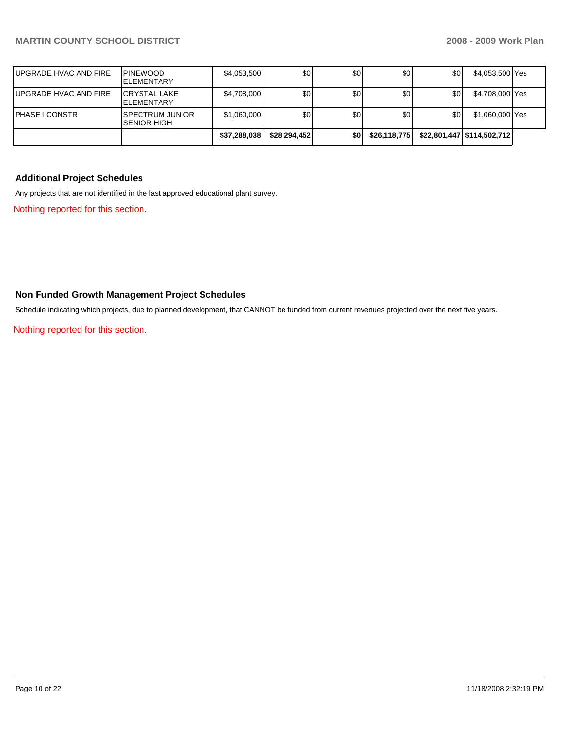| | | | | | | | | |
|---|---|---|---|---|---|---|---|---|
| UPGRADE HVAC AND FIRE | PINEWOOD ELEMENTARY | $4,053,500 | $0 | $0 | $0 | $0 | $4,053,500 | Yes |
| UPGRADE HVAC AND FIRE | CRYSTAL LAKE ELEMENTARY | $4,708,000 | $0 | $0 | $0 | $0 | $4,708,000 | Yes |
| PHASE I CONSTR | SPECTRUM JUNIOR SENIOR HIGH | $1,060,000 | $0 | $0 | $0 | $0 | $1,060,000 | Yes |
| | | **$37,288,038** | **$28,294,452** | **$0** | **$26,118,775** | **$22,801,447** | **$114,502,712** | |

### Additional Project Schedules

Any projects that are not identified in the last approved educational plant survey.

Nothing reported for this section.

### Non Funded Growth Management Project Schedules

Schedule indicating which projects, due to planned development, that CANNOT be funded from current revenues projected over the next five years.

Nothing reported for this section.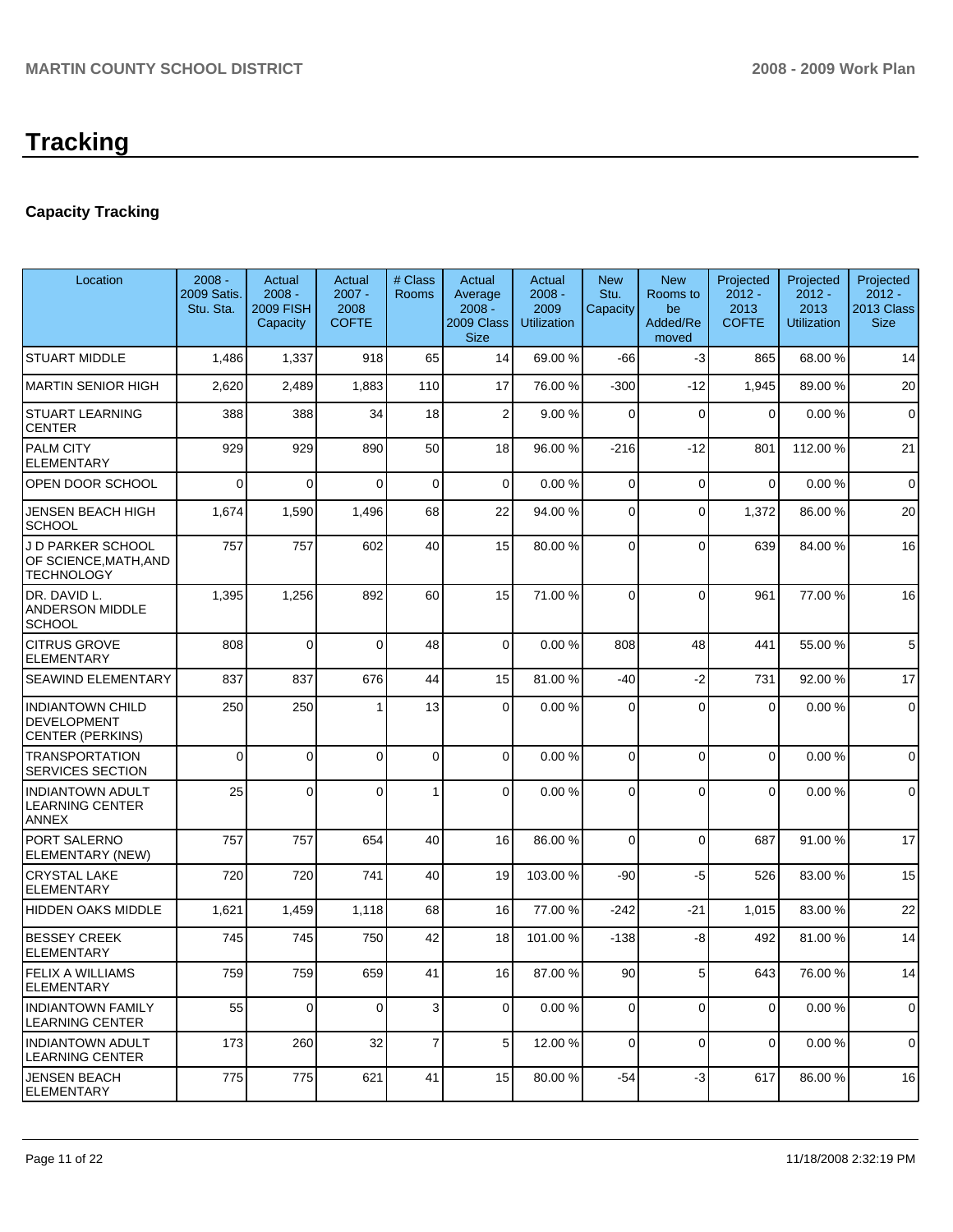# Tracking

## Capacity Tracking

| Location | 2008 - 2009 Satis. Stu. Sta. | Actual 2008 - 2009 FISH Capacity | Actual 2007 - 2008 COFTE | # Class Rooms | Actual Average 2008 - 2009 Class Size | Actual 2008 - 2009 Utilization | New Stu. Capacity | New Rooms to be Added/Removed | Projected 2012 - 2013 COFTE | Projected 2012 - 2013 Utilization | Projected 2012 - 2013 Class Size |
|---|---|---|---|---|---|---|---|---|---|---|---|
| STUART MIDDLE | 1,486 | 1,337 | 918 | 65 | 14 | 69.00 % | -66 | -3 | 865 | 68.00 % | 14 |
| MARTIN SENIOR HIGH | 2,620 | 2,489 | 1,883 | 110 | 17 | 76.00 % | -300 | -12 | 1,945 | 89.00 % | 20 |
| STUART LEARNING CENTER | 388 | 388 | 34 | 18 | 2 | 9.00 % | 0 | 0 | 0 | 0.00 % | 0 |
| PALM CITY ELEMENTARY | 929 | 929 | 890 | 50 | 18 | 96.00 % | -216 | -12 | 801 | 112.00 % | 21 |
| OPEN DOOR SCHOOL | 0 | 0 | 0 | 0 | 0 | 0.00 % | 0 | 0 | 0 | 0.00 % | 0 |
| JENSEN BEACH HIGH SCHOOL | 1,674 | 1,590 | 1,496 | 68 | 22 | 94.00 % | 0 | 0 | 1,372 | 86.00 % | 20 |
| J D PARKER SCHOOL OF SCIENCE,MATH,AND TECHNOLOGY | 757 | 757 | 602 | 40 | 15 | 80.00 % | 0 | 0 | 639 | 84.00 % | 16 |
| DR. DAVID L. ANDERSON MIDDLE SCHOOL | 1,395 | 1,256 | 892 | 60 | 15 | 71.00 % | 0 | 0 | 961 | 77.00 % | 16 |
| CITRUS GROVE ELEMENTARY | 808 | 0 | 0 | 48 | 0 | 0.00 % | 808 | 48 | 441 | 55.00 % | 5 |
| SEAWIND ELEMENTARY | 837 | 837 | 676 | 44 | 15 | 81.00 % | -40 | -2 | 731 | 92.00 % | 17 |
| INDIANTOWN CHILD DEVELOPMENT CENTER (PERKINS) | 250 | 250 | 1 | 13 | 0 | 0.00 % | 0 | 0 | 0 | 0.00 % | 0 |
| TRANSPORTATION SERVICES SECTION | 0 | 0 | 0 | 0 | 0 | 0.00 % | 0 | 0 | 0 | 0.00 % | 0 |
| INDIANTOWN ADULT LEARNING CENTER ANNEX | 25 | 0 | 0 | 1 | 0 | 0.00 % | 0 | 0 | 0 | 0.00 % | 0 |
| PORT SALERNO ELEMENTARY (NEW) | 757 | 757 | 654 | 40 | 16 | 86.00 % | 0 | 0 | 687 | 91.00 % | 17 |
| CRYSTAL LAKE ELEMENTARY | 720 | 720 | 741 | 40 | 19 | 103.00 % | -90 | -5 | 526 | 83.00 % | 15 |
| HIDDEN OAKS MIDDLE | 1,621 | 1,459 | 1,118 | 68 | 16 | 77.00 % | -242 | -21 | 1,015 | 83.00 % | 22 |
| BESSEY CREEK ELEMENTARY | 745 | 745 | 750 | 42 | 18 | 101.00 % | -138 | -8 | 492 | 81.00 % | 14 |
| FELIX A WILLIAMS ELEMENTARY | 759 | 759 | 659 | 41 | 16 | 87.00 % | 90 | 5 | 643 | 76.00 % | 14 |
| INDIANTOWN FAMILY LEARNING CENTER | 55 | 0 | 0 | 3 | 0 | 0.00 % | 0 | 0 | 0 | 0.00 % | 0 |
| INDIANTOWN ADULT LEARNING CENTER | 173 | 260 | 32 | 7 | 5 | 12.00 % | 0 | 0 | 0 | 0.00 % | 0 |
| JENSEN BEACH ELEMENTARY | 775 | 775 | 621 | 41 | 15 | 80.00 % | -54 | -3 | 617 | 86.00 % | 16 |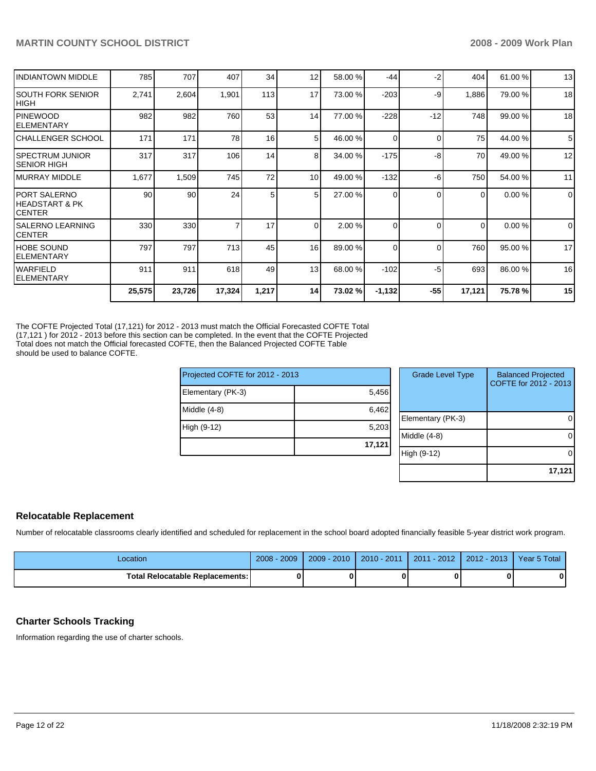| | | | | | | | | | | | |
|---|---|---|---|---|---|---|---|---|---|---|---|
| INDIANTOWN MIDDLE | 785 | 707 | 407 | 34 | 12 | 58.00 % | -44 | -2 | 404 | 61.00 % | 13 |
| SOUTH FORK SENIOR HIGH | 2,741 | 2,604 | 1,901 | 113 | 17 | 73.00 % | -203 | -9 | 1,886 | 79.00 % | 18 |
| PINEWOOD ELEMENTARY | 982 | 982 | 760 | 53 | 14 | 77.00 % | -228 | -12 | 748 | 99.00 % | 18 |
| CHALLENGER SCHOOL | 171 | 171 | 78 | 16 | 5 | 46.00 % | 0 | 0 | 75 | 44.00 % | 5 |
| SPECTRUM JUNIOR SENIOR HIGH | 317 | 317 | 106 | 14 | 8 | 34.00 % | -175 | -8 | 70 | 49.00 % | 12 |
| MURRAY MIDDLE | 1,677 | 1,509 | 745 | 72 | 10 | 49.00 % | -132 | -6 | 750 | 54.00 % | 11 |
| PORT SALERNO HEADSTART & PK CENTER | 90 | 90 | 24 | 5 | 5 | 27.00 % | 0 | 0 | 0 | 0.00 % | 0 |
| SALERNO LEARNING CENTER | 330 | 330 | 7 | 17 | 0 | 2.00 % | 0 | 0 | 0 | 0.00 % | 0 |
| HOBE SOUND ELEMENTARY | 797 | 797 | 713 | 45 | 16 | 89.00 % | 0 | 0 | 760 | 95.00 % | 17 |
| WARFIELD ELEMENTARY | 911 | 911 | 618 | 49 | 13 | 68.00 % | -102 | -5 | 693 | 86.00 % | 16 |
| | **25,575** | **23,726** | **17,324** | **1,217** | **14** | **73.02 %** | **-1,132** | **-55** | **17,121** | **75.78 %** | **15** |

The COFTE Projected Total (17,121) for 2012 - 2013 must match the Official Forecasted COFTE Total (17,121 ) for 2012 - 2013 before this section can be completed. In the event that the COFTE Projected Total does not match the Official forecasted COFTE, then the Balanced Projected COFTE Table should be used to balance COFTE.

| Projected COFTE for 2012 - 2013 | |
|---|---|
| Elementary (PK-3) | 5,456 |
| Middle (4-8) | 6,462 |
| High (9-12) | 5,203 |
| | **17,121** |

| Grade Level Type | Balanced Projected COFTE for 2012 - 2013 |
|---|---|
| Elementary (PK-3) | 0 |
| Middle (4-8) | 0 |
| High (9-12) | 0 |
| | **17,121** |

## Relocatable Replacement

Number of relocatable classrooms clearly identified and scheduled for replacement in the school board adopted financially feasible 5-year district work program.

| Location | 2008 - 2009 | 2009 - 2010 | 2010 - 2011 | 2011 - 2012 | 2012 - 2013 | Year 5 Total |
|---|---|---|---|---|---|---|
| **Total Relocatable Replacements:** | **0** | **0** | **0** | **0** | **0** | **0** |

## Charter Schools Tracking

Information regarding the use of charter schools.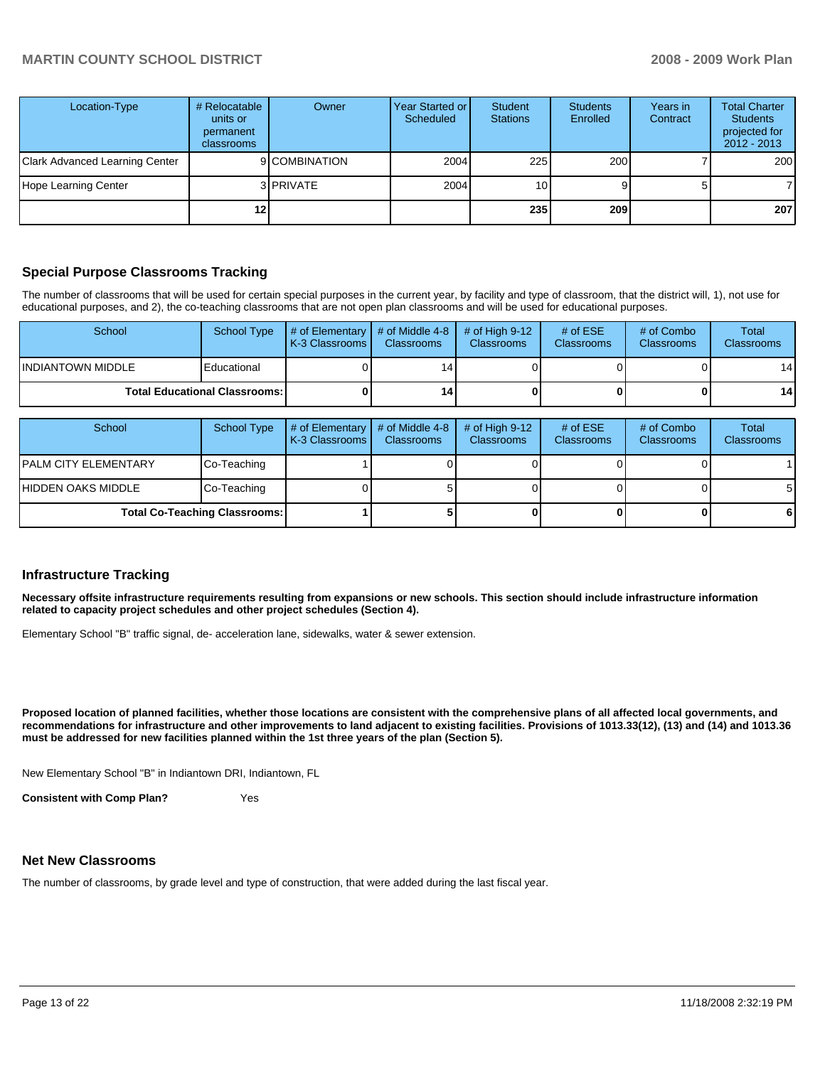| Location-Type | # Relocatable units or permanent classrooms | Owner | Year Started or Scheduled | Student Stations | Students Enrolled | Years in Contract | Total Charter Students projected for 2012 - 2013 |
|---|---|---|---|---|---|---|---|
| Clark Advanced Learning Center | 9 | COMBINATION | 2004 | 225 | 200 | 7 | 200 |
| Hope Learning Center | 3 | PRIVATE | 2004 | 10 | 9 | 5 | 7 |
| | **12** | | | **235** | **209** | | **207** |

## Special Purpose Classrooms Tracking

The number of classrooms that will be used for certain special purposes in the current year, by facility and type of classroom, that the district will, 1), not use for educational purposes, and 2), the co-teaching classrooms that are not open plan classrooms and will be used for educational purposes.

| School | School Type | # of Elementary K-3 Classrooms | # of Middle 4-8 Classrooms | # of High 9-12 Classrooms | # of ESE Classrooms | # of Combo Classrooms | Total Classrooms |
|---|---|---|---|---|---|---|---|
| INDIANTOWN MIDDLE | Educational | 0 | 14 | 0 | 0 | 0 | 14 |
| **Total Educational Classrooms:** | | **0** | **14** | **0** | **0** | **0** | **14** |

| School | School Type | # of Elementary K-3 Classrooms | # of Middle 4-8 Classrooms | # of High 9-12 Classrooms | # of ESE Classrooms | # of Combo Classrooms | Total Classrooms |
|---|---|---|---|---|---|---|---|
| PALM CITY ELEMENTARY | Co-Teaching | 1 | 0 | 0 | 0 | 0 | 1 |
| HIDDEN OAKS MIDDLE | Co-Teaching | 0 | 5 | 0 | 0 | 0 | 5 |
| **Total Co-Teaching Classrooms:** | | **1** | **5** | **0** | **0** | **0** | **6** |

## Infrastructure Tracking

**Necessary offsite infrastructure requirements resulting from expansions or new schools. This section should include infrastructure information related to capacity project schedules and other project schedules (Section 4).**

Elementary School "B" traffic signal, de- acceleration lane, sidewalks, water & sewer extension.

**Proposed location of planned facilities, whether those locations are consistent with the comprehensive plans of all affected local governments, and recommendations for infrastructure and other improvements to land adjacent to existing facilities. Provisions of 1013.33(12), (13) and (14) and 1013.36 must be addressed for new facilities planned within the 1st three years of the plan (Section 5).**

New Elementary School "B" in Indiantown DRI, Indiantown, FL

**Consistent with Comp Plan?** Yes

## Net New Classrooms

The number of classrooms, by grade level and type of construction, that were added during the last fiscal year.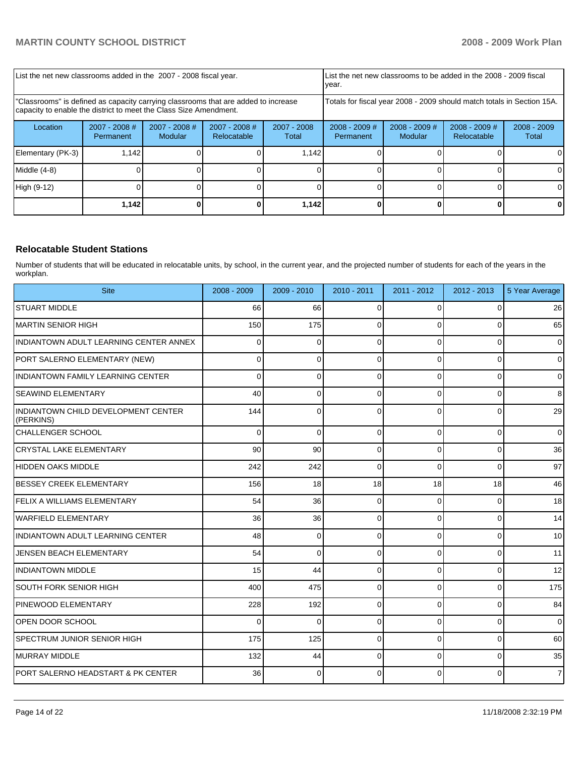| List the net new classrooms added in the 2007 - 2008 fiscal year. | | | | | List the net new classrooms to be added in the 2008 - 2009 fiscal year. | | | |
|---|---|---|---|---|---|---|---|---|
| "Classrooms" is defined as capacity carrying classrooms that are added to increase capacity to enable the district to meet the Class Size Amendment. | | | | | Totals for fiscal year 2008 - 2009 should match totals in Section 15A. | | | |
| Location | 2007 - 2008 # Permanent | 2007 - 2008 # Modular | 2007 - 2008 # Relocatable | 2007 - 2008 Total | 2008 - 2009 # Permanent | 2008 - 2009 # Modular | 2008 - 2009 # Relocatable | 2008 - 2009 Total |
| Elementary (PK-3) | 1,142 | 0 | 0 | 1,142 | 0 | 0 | 0 | 0 |
| Middle (4-8) | 0 | 0 | 0 | 0 | 0 | 0 | 0 | 0 |
| High (9-12) | 0 | 0 | 0 | 0 | 0 | 0 | 0 | 0 |
| | **1,142** | **0** | **0** | **1,142** | **0** | **0** | **0** | **0** |

### Relocatable Student Stations

Number of students that will be educated in relocatable units, by school, in the current year, and the projected number of students for each of the years in the workplan.

| Site | 2008 - 2009 | 2009 - 2010 | 2010 - 2011 | 2011 - 2012 | 2012 - 2013 | 5 Year Average |
|---|---|---|---|---|---|---|
| STUART MIDDLE | 66 | 66 | 0 | 0 | 0 | 26 |
| MARTIN SENIOR HIGH | 150 | 175 | 0 | 0 | 0 | 65 |
| INDIANTOWN ADULT LEARNING CENTER ANNEX | 0 | 0 | 0 | 0 | 0 | 0 |
| PORT SALERNO ELEMENTARY (NEW) | 0 | 0 | 0 | 0 | 0 | 0 |
| INDIANTOWN FAMILY LEARNING CENTER | 0 | 0 | 0 | 0 | 0 | 0 |
| SEAWIND ELEMENTARY | 40 | 0 | 0 | 0 | 0 | 8 |
| INDIANTOWN CHILD DEVELOPMENT CENTER (PERKINS) | 144 | 0 | 0 | 0 | 0 | 29 |
| CHALLENGER SCHOOL | 0 | 0 | 0 | 0 | 0 | 0 |
| CRYSTAL LAKE ELEMENTARY | 90 | 90 | 0 | 0 | 0 | 36 |
| HIDDEN OAKS MIDDLE | 242 | 242 | 0 | 0 | 0 | 97 |
| BESSEY CREEK ELEMENTARY | 156 | 18 | 18 | 18 | 18 | 46 |
| FELIX A WILLIAMS ELEMENTARY | 54 | 36 | 0 | 0 | 0 | 18 |
| WARFIELD ELEMENTARY | 36 | 36 | 0 | 0 | 0 | 14 |
| INDIANTOWN ADULT LEARNING CENTER | 48 | 0 | 0 | 0 | 0 | 10 |
| JENSEN BEACH ELEMENTARY | 54 | 0 | 0 | 0 | 0 | 11 |
| INDIANTOWN MIDDLE | 15 | 44 | 0 | 0 | 0 | 12 |
| SOUTH FORK SENIOR HIGH | 400 | 475 | 0 | 0 | 0 | 175 |
| PINEWOOD ELEMENTARY | 228 | 192 | 0 | 0 | 0 | 84 |
| OPEN DOOR SCHOOL | 0 | 0 | 0 | 0 | 0 | 0 |
| SPECTRUM JUNIOR SENIOR HIGH | 175 | 125 | 0 | 0 | 0 | 60 |
| MURRAY MIDDLE | 132 | 44 | 0 | 0 | 0 | 35 |
| PORT SALERNO HEADSTART & PK CENTER | 36 | 0 | 0 | 0 | 0 | 7 |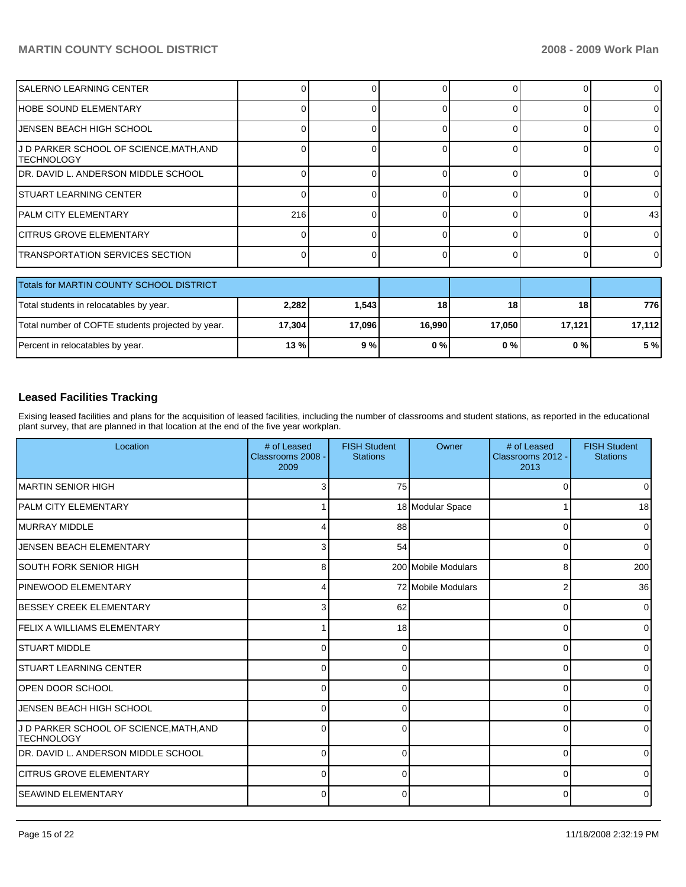| | | | | | | |
|---|---|---|---|---|---|---|
| SALERNO LEARNING CENTER | 0 | 0 | 0 | 0 | 0 | 0 |
| HOBE SOUND ELEMENTARY | 0 | 0 | 0 | 0 | 0 | 0 |
| JENSEN BEACH HIGH SCHOOL | 0 | 0 | 0 | 0 | 0 | 0 |
| J D PARKER SCHOOL OF SCIENCE,MATH,AND TECHNOLOGY | 0 | 0 | 0 | 0 | 0 | 0 |
| DR. DAVID L. ANDERSON MIDDLE SCHOOL | 0 | 0 | 0 | 0 | 0 | 0 |
| STUART LEARNING CENTER | 0 | 0 | 0 | 0 | 0 | 0 |
| PALM CITY ELEMENTARY | 216 | 0 | 0 | 0 | 0 | 43 |
| CITRUS GROVE ELEMENTARY | 0 | 0 | 0 | 0 | 0 | 0 |
| TRANSPORTATION SERVICES SECTION | 0 | 0 | 0 | 0 | 0 | 0 |

| Totals for MARTIN COUNTY SCHOOL DISTRICT | | | | | | |
|---|---|---|---|---|---|---|
| Total students in relocatables by year. | **2,282** | **1,543** | **18** | **18** | **18** | **776** |
| Total number of COFTE students projected by year. | **17,304** | **17,096** | **16,990** | **17,050** | **17,121** | **17,112** |
| Percent in relocatables by year. | **13 %** | **9 %** | **0 %** | **0 %** | **0 %** | **5 %** |

## Leased Facilities Tracking

Exising leased facilities and plans for the acquisition of leased facilities, including the number of classrooms and student stations, as reported in the educational plant survey, that are planned in that location at the end of the five year workplan.

| Location | # of Leased Classrooms 2008 - 2009 | FISH Student Stations | Owner | # of Leased Classrooms 2012 - 2013 | FISH Student Stations |
|---|---|---|---|---|---|
| MARTIN SENIOR HIGH | 3 | 75 | | 0 | 0 |
| PALM CITY ELEMENTARY | 1 | 18 | Modular Space | 1 | 18 |
| MURRAY MIDDLE | 4 | 88 | | 0 | 0 |
| JENSEN BEACH ELEMENTARY | 3 | 54 | | 0 | 0 |
| SOUTH FORK SENIOR HIGH | 8 | 200 | Mobile Modulars | 8 | 200 |
| PINEWOOD ELEMENTARY | 4 | 72 | Mobile Modulars | 2 | 36 |
| BESSEY CREEK ELEMENTARY | 3 | 62 | | 0 | 0 |
| FELIX A WILLIAMS ELEMENTARY | 1 | 18 | | 0 | 0 |
| STUART MIDDLE | 0 | 0 | | 0 | 0 |
| STUART LEARNING CENTER | 0 | 0 | | 0 | 0 |
| OPEN DOOR SCHOOL | 0 | 0 | | 0 | 0 |
| JENSEN BEACH HIGH SCHOOL | 0 | 0 | | 0 | 0 |
| J D PARKER SCHOOL OF SCIENCE,MATH,AND TECHNOLOGY | 0 | 0 | | 0 | 0 |
| DR. DAVID L. ANDERSON MIDDLE SCHOOL | 0 | 0 | | 0 | 0 |
| CITRUS GROVE ELEMENTARY | 0 | 0 | | 0 | 0 |
| SEAWIND ELEMENTARY | 0 | 0 | | 0 | 0 |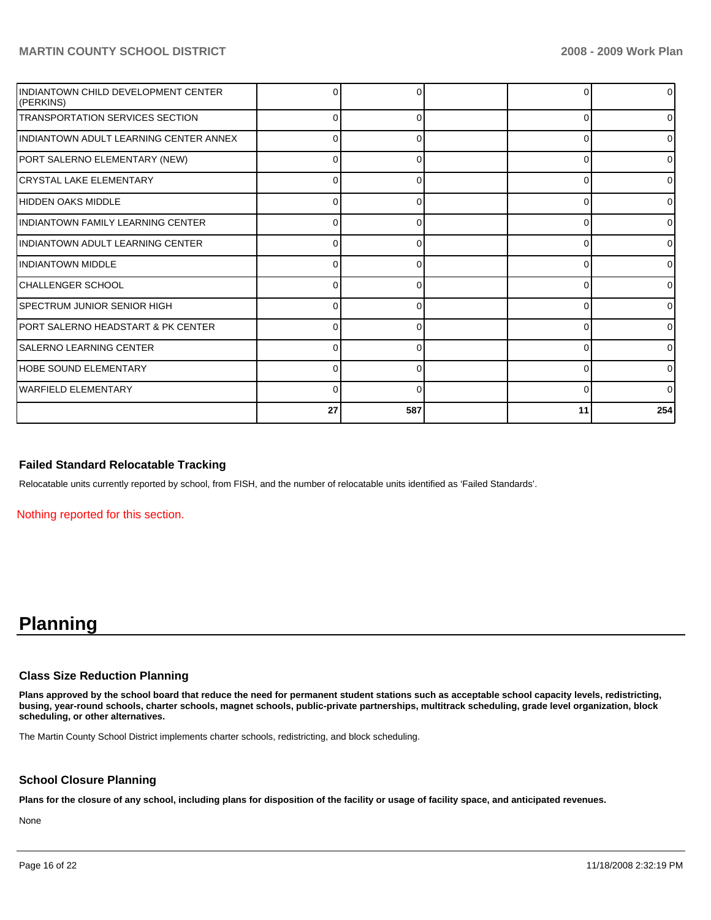| | | | | | |
|---|---|---|---|---|---|
| INDIANTOWN CHILD DEVELOPMENT CENTER (PERKINS) | 0 | 0 | | 0 | 0 |
| TRANSPORTATION SERVICES SECTION | 0 | 0 | | 0 | 0 |
| INDIANTOWN ADULT LEARNING CENTER ANNEX | 0 | 0 | | 0 | 0 |
| PORT SALERNO ELEMENTARY (NEW) | 0 | 0 | | 0 | 0 |
| CRYSTAL LAKE ELEMENTARY | 0 | 0 | | 0 | 0 |
| HIDDEN OAKS MIDDLE | 0 | 0 | | 0 | 0 |
| INDIANTOWN FAMILY LEARNING CENTER | 0 | 0 | | 0 | 0 |
| INDIANTOWN ADULT LEARNING CENTER | 0 | 0 | | 0 | 0 |
| INDIANTOWN MIDDLE | 0 | 0 | | 0 | 0 |
| CHALLENGER SCHOOL | 0 | 0 | | 0 | 0 |
| SPECTRUM JUNIOR SENIOR HIGH | 0 | 0 | | 0 | 0 |
| PORT SALERNO HEADSTART & PK CENTER | 0 | 0 | | 0 | 0 |
| SALERNO LEARNING CENTER | 0 | 0 | | 0 | 0 |
| HOBE SOUND ELEMENTARY | 0 | 0 | | 0 | 0 |
| WARFIELD ELEMENTARY | 0 | 0 | | 0 | 0 |
| | **27** | **587** | | **11** | **254** |

### Failed Standard Relocatable Tracking

Relocatable units currently reported by school, from FISH, and the number of relocatable units identified as 'Failed Standards'.

Nothing reported for this section.

# Planning

### Class Size Reduction Planning

**Plans approved by the school board that reduce the need for permanent student stations such as acceptable school capacity levels, redistricting, busing, year-round schools, charter schools, magnet schools, public-private partnerships, multitrack scheduling, grade level organization, block scheduling, or other alternatives.**

The Martin County School District implements charter schools, redistricting, and block scheduling.

### School Closure Planning

**Plans for the closure of any school, including plans for disposition of the facility or usage of facility space, and anticipated revenues.**

None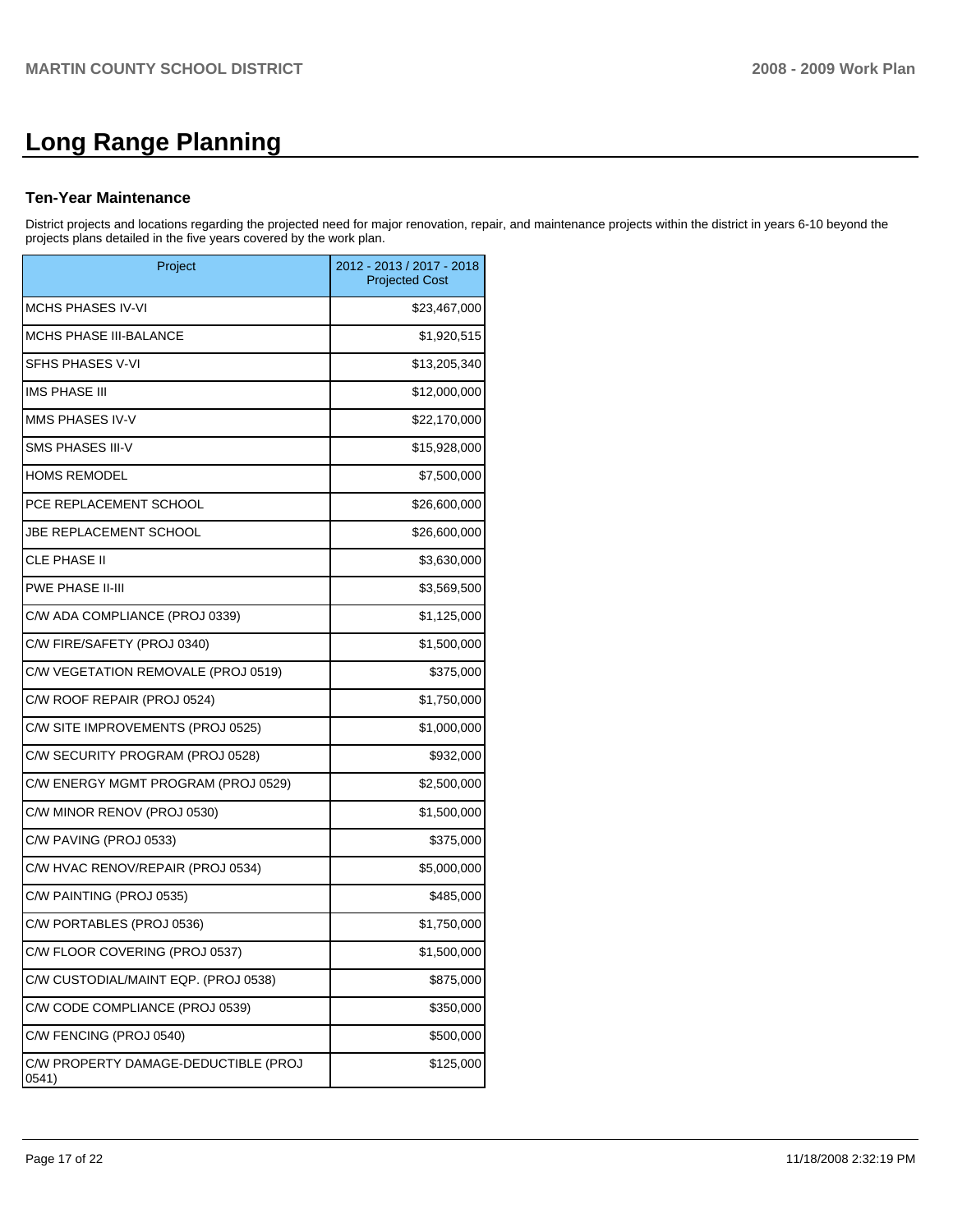# Long Range Planning

### Ten-Year Maintenance

District projects and locations regarding the projected need for major renovation, repair, and maintenance projects within the district in years 6-10 beyond the projects plans detailed in the five years covered by the work plan.

| Project | 2012 - 2013 / 2017 - 2018 Projected Cost |
|---|---|
| MCHS PHASES IV-VI | $23,467,000 |
| MCHS PHASE III-BALANCE | $1,920,515 |
| SFHS PHASES V-VI | $13,205,340 |
| IMS PHASE III | $12,000,000 |
| MMS PHASES IV-V | $22,170,000 |
| SMS PHASES III-V | $15,928,000 |
| HOMS REMODEL | $7,500,000 |
| PCE REPLACEMENT SCHOOL | $26,600,000 |
| JBE REPLACEMENT SCHOOL | $26,600,000 |
| CLE PHASE II | $3,630,000 |
| PWE PHASE II-III | $3,569,500 |
| C/W ADA COMPLIANCE (PROJ 0339) | $1,125,000 |
| C/W FIRE/SAFETY (PROJ 0340) | $1,500,000 |
| C/W VEGETATION REMOVALE (PROJ 0519) | $375,000 |
| C/W ROOF REPAIR (PROJ 0524) | $1,750,000 |
| C/W SITE IMPROVEMENTS (PROJ 0525) | $1,000,000 |
| C/W SECURITY PROGRAM (PROJ 0528) | $932,000 |
| C/W ENERGY MGMT PROGRAM (PROJ 0529) | $2,500,000 |
| C/W MINOR RENOV (PROJ 0530) | $1,500,000 |
| C/W PAVING (PROJ 0533) | $375,000 |
| C/W HVAC RENOV/REPAIR (PROJ 0534) | $5,000,000 |
| C/W PAINTING (PROJ 0535) | $485,000 |
| C/W PORTABLES (PROJ 0536) | $1,750,000 |
| C/W FLOOR COVERING (PROJ 0537) | $1,500,000 |
| C/W CUSTODIAL/MAINT EQP. (PROJ 0538) | $875,000 |
| C/W CODE COMPLIANCE (PROJ 0539) | $350,000 |
| C/W FENCING (PROJ 0540) | $500,000 |
| C/W PROPERTY DAMAGE-DEDUCTIBLE (PROJ 0541) | $125,000 |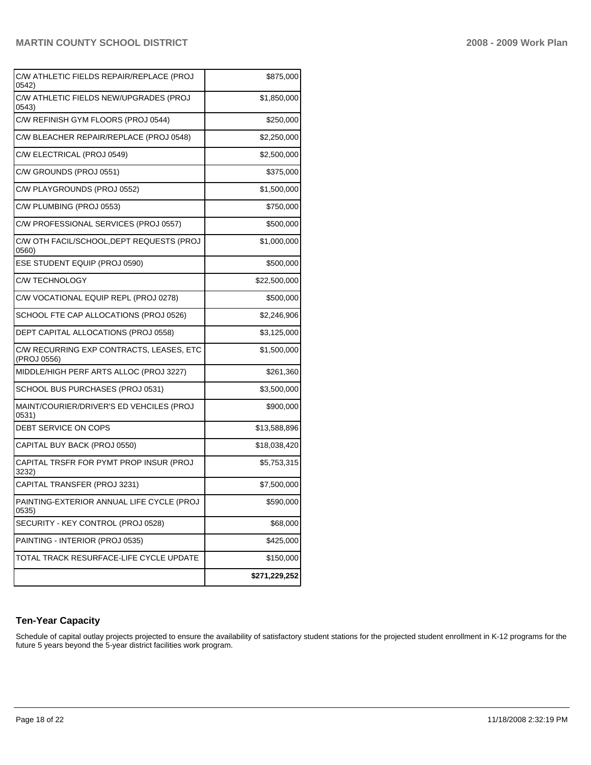| | |
|---|---|
| C/W ATHLETIC FIELDS REPAIR/REPLACE (PROJ 0542) | $875,000 |
| C/W ATHLETIC FIELDS NEW/UPGRADES (PROJ 0543) | $1,850,000 |
| C/W REFINISH GYM FLOORS (PROJ 0544) | $250,000 |
| C/W BLEACHER REPAIR/REPLACE (PROJ 0548) | $2,250,000 |
| C/W ELECTRICAL (PROJ 0549) | $2,500,000 |
| C/W GROUNDS (PROJ 0551) | $375,000 |
| C/W PLAYGROUNDS (PROJ 0552) | $1,500,000 |
| C/W PLUMBING (PROJ 0553) | $750,000 |
| C/W PROFESSIONAL SERVICES (PROJ 0557) | $500,000 |
| C/W OTH FACIL/SCHOOL,DEPT REQUESTS (PROJ 0560) | $1,000,000 |
| ESE STUDENT EQUIP (PROJ 0590) | $500,000 |
| C/W TECHNOLOGY | $22,500,000 |
| C/W VOCATIONAL EQUIP REPL (PROJ 0278) | $500,000 |
| SCHOOL FTE CAP ALLOCATIONS (PROJ 0526) | $2,246,906 |
| DEPT CAPITAL ALLOCATIONS (PROJ 0558) | $3,125,000 |
| C/W RECURRING EXP CONTRACTS, LEASES, ETC (PROJ 0556) | $1,500,000 |
| MIDDLE/HIGH PERF ARTS ALLOC (PROJ 3227) | $261,360 |
| SCHOOL BUS PURCHASES (PROJ 0531) | $3,500,000 |
| MAINT/COURIER/DRIVER'S ED VEHCILES (PROJ 0531) | $900,000 |
| DEBT SERVICE ON COPS | $13,588,896 |
| CAPITAL BUY BACK (PROJ 0550) | $18,038,420 |
| CAPITAL TRSFR FOR PYMT PROP INSUR (PROJ 3232) | $5,753,315 |
| CAPITAL TRANSFER (PROJ 3231) | $7,500,000 |
| PAINTING-EXTERIOR ANNUAL LIFE CYCLE (PROJ 0535) | $590,000 |
| SECURITY - KEY CONTROL (PROJ 0528) | $68,000 |
| PAINTING - INTERIOR (PROJ 0535) | $425,000 |
| TOTAL TRACK RESURFACE-LIFE CYCLE UPDATE | $150,000 |
| | **$271,229,252** |

### Ten-Year Capacity

Schedule of capital outlay projects projected to ensure the availability of satisfactory student stations for the projected student enrollment in K-12 programs for the future 5 years beyond the 5-year district facilities work program.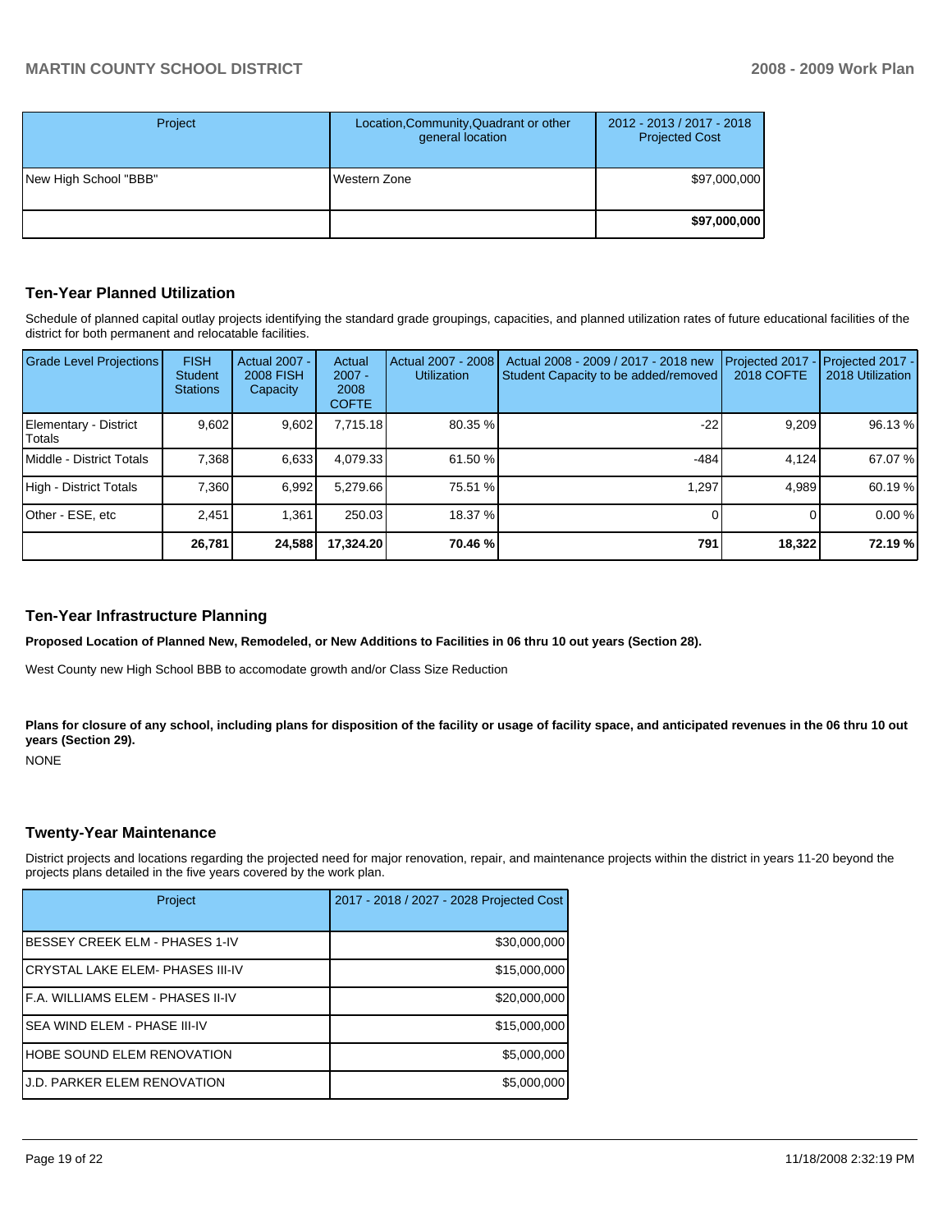| Project | Location,Community,Quadrant or other general location | 2012 - 2013 / 2017 - 2018 Projected Cost |
|---|---|---|
| New High School "BBB" | Western Zone | $97,000,000 |
| | | **$97,000,000** |

## Ten-Year Planned Utilization

Schedule of planned capital outlay projects identifying the standard grade groupings, capacities, and planned utilization rates of future educational facilities of the district for both permanent and relocatable facilities.

| Grade Level Projections | FISH Student Stations | Actual 2007 - 2008 FISH Capacity | Actual 2007 - 2008 COFTE | Actual 2007 - 2008 Utilization | Actual 2008 - 2009 / 2017 - 2018 new Student Capacity to be added/removed | Projected 2017 - 2018 COFTE | Projected 2017 - 2018 Utilization |
|---|---|---|---|---|---|---|---|
| Elementary - District Totals | 9,602 | 9,602 | 7,715.18 | 80.35 % | -22 | 9,209 | 96.13 % |
| Middle - District Totals | 7,368 | 6,633 | 4,079.33 | 61.50 % | -484 | 4,124 | 67.07 % |
| High - District Totals | 7,360 | 6,992 | 5,279.66 | 75.51 % | 1,297 | 4,989 | 60.19 % |
| Other - ESE, etc | 2,451 | 1,361 | 250.03 | 18.37 % | 0 | 0 | 0.00 % |
| | **26,781** | **24,588** | **17,324.20** | **70.46 %** | **791** | **18,322** | **72.19 %** |

## Ten-Year Infrastructure Planning

**Proposed Location of Planned New, Remodeled, or New Additions to Facilities in 06 thru 10 out years (Section 28).**

West County new High School BBB to accomodate growth and/or Class Size Reduction

**Plans for closure of any school, including plans for disposition of the facility or usage of facility space, and anticipated revenues in the 06 thru 10 out years (Section 29).**

NONE

## Twenty-Year Maintenance

District projects and locations regarding the projected need for major renovation, repair, and maintenance projects within the district in years 11-20 beyond the projects plans detailed in the five years covered by the work plan.

| Project | 2017 - 2018 / 2027 - 2028 Projected Cost |
|---|---|
| BESSEY CREEK ELM - PHASES 1-IV | $30,000,000 |
| CRYSTAL LAKE ELEM- PHASES III-IV | $15,000,000 |
| F.A. WILLIAMS ELEM - PHASES II-IV | $20,000,000 |
| SEA WIND ELEM - PHASE III-IV | $15,000,000 |
| HOBE SOUND ELEM RENOVATION | $5,000,000 |
| J.D. PARKER ELEM RENOVATION | $5,000,000 |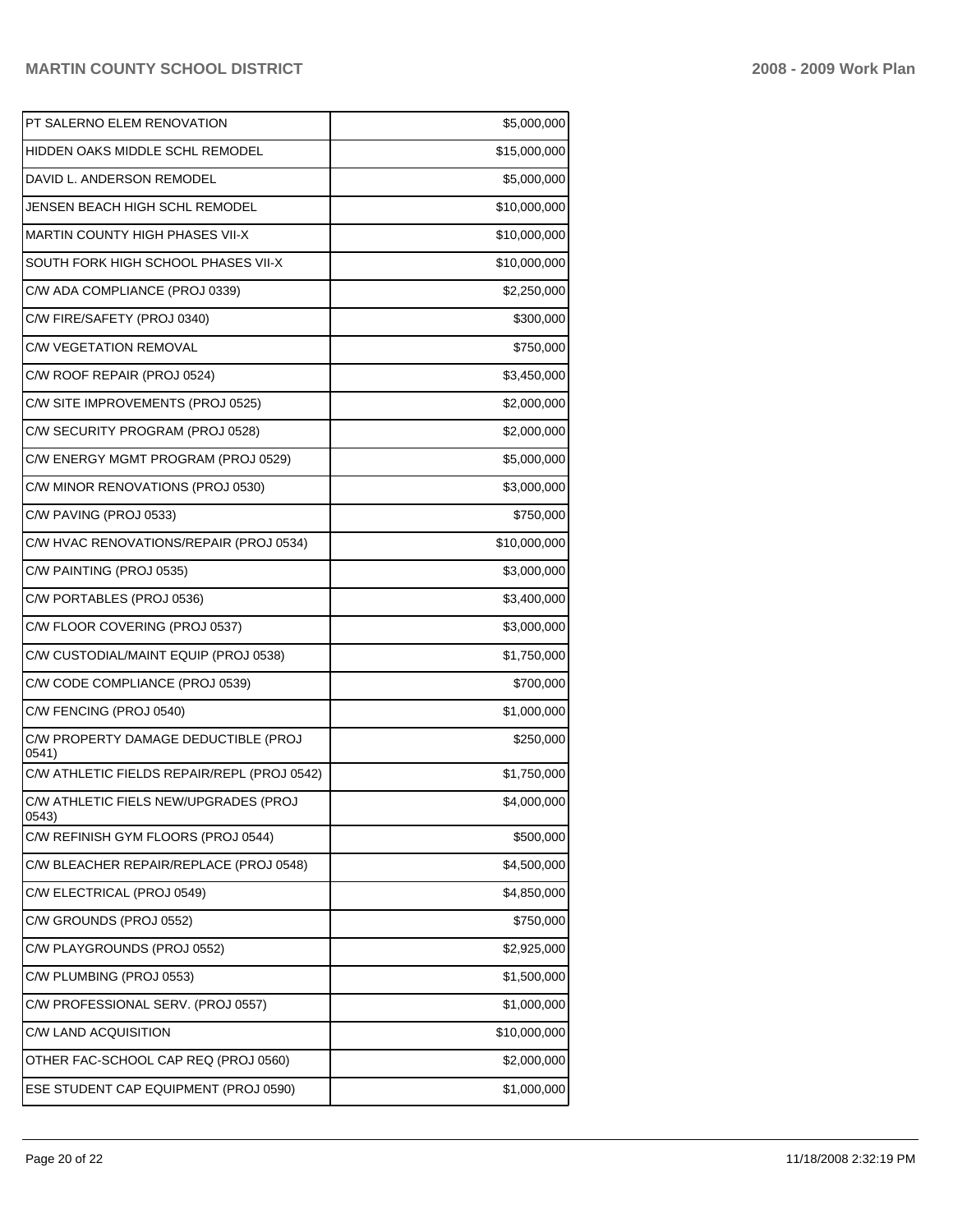| | |
|---|---|
| PT SALERNO ELEM RENOVATION | $5,000,000 |
| HIDDEN OAKS MIDDLE SCHL REMODEL | $15,000,000 |
| DAVID L. ANDERSON REMODEL | $5,000,000 |
| JENSEN BEACH HIGH SCHL REMODEL | $10,000,000 |
| MARTIN COUNTY HIGH PHASES VII-X | $10,000,000 |
| SOUTH FORK HIGH SCHOOL PHASES VII-X | $10,000,000 |
| C/W ADA COMPLIANCE (PROJ 0339) | $2,250,000 |
| C/W FIRE/SAFETY (PROJ 0340) | $300,000 |
| C/W VEGETATION REMOVAL | $750,000 |
| C/W ROOF REPAIR (PROJ 0524) | $3,450,000 |
| C/W SITE IMPROVEMENTS (PROJ 0525) | $2,000,000 |
| C/W SECURITY PROGRAM (PROJ 0528) | $2,000,000 |
| C/W ENERGY MGMT PROGRAM (PROJ 0529) | $5,000,000 |
| C/W MINOR RENOVATIONS (PROJ 0530) | $3,000,000 |
| C/W PAVING (PROJ 0533) | $750,000 |
| C/W HVAC RENOVATIONS/REPAIR (PROJ 0534) | $10,000,000 |
| C/W PAINTING (PROJ 0535) | $3,000,000 |
| C/W PORTABLES (PROJ 0536) | $3,400,000 |
| C/W FLOOR COVERING (PROJ 0537) | $3,000,000 |
| C/W CUSTODIAL/MAINT EQUIP (PROJ 0538) | $1,750,000 |
| C/W CODE COMPLIANCE (PROJ 0539) | $700,000 |
| C/W FENCING (PROJ 0540) | $1,000,000 |
| C/W PROPERTY DAMAGE DEDUCTIBLE (PROJ 0541) | $250,000 |
| C/W ATHLETIC FIELDS REPAIR/REPL (PROJ 0542) | $1,750,000 |
| C/W ATHLETIC FIELS NEW/UPGRADES (PROJ 0543) | $4,000,000 |
| C/W REFINISH GYM FLOORS (PROJ 0544) | $500,000 |
| C/W BLEACHER REPAIR/REPLACE (PROJ 0548) | $4,500,000 |
| C/W ELECTRICAL (PROJ 0549) | $4,850,000 |
| C/W GROUNDS (PROJ 0552) | $750,000 |
| C/W PLAYGROUNDS (PROJ 0552) | $2,925,000 |
| C/W PLUMBING (PROJ 0553) | $1,500,000 |
| C/W PROFESSIONAL SERV. (PROJ 0557) | $1,000,000 |
| C/W LAND ACQUISITION | $10,000,000 |
| OTHER FAC-SCHOOL CAP REQ (PROJ 0560) | $2,000,000 |
| ESE STUDENT CAP EQUIPMENT (PROJ 0590) | $1,000,000 |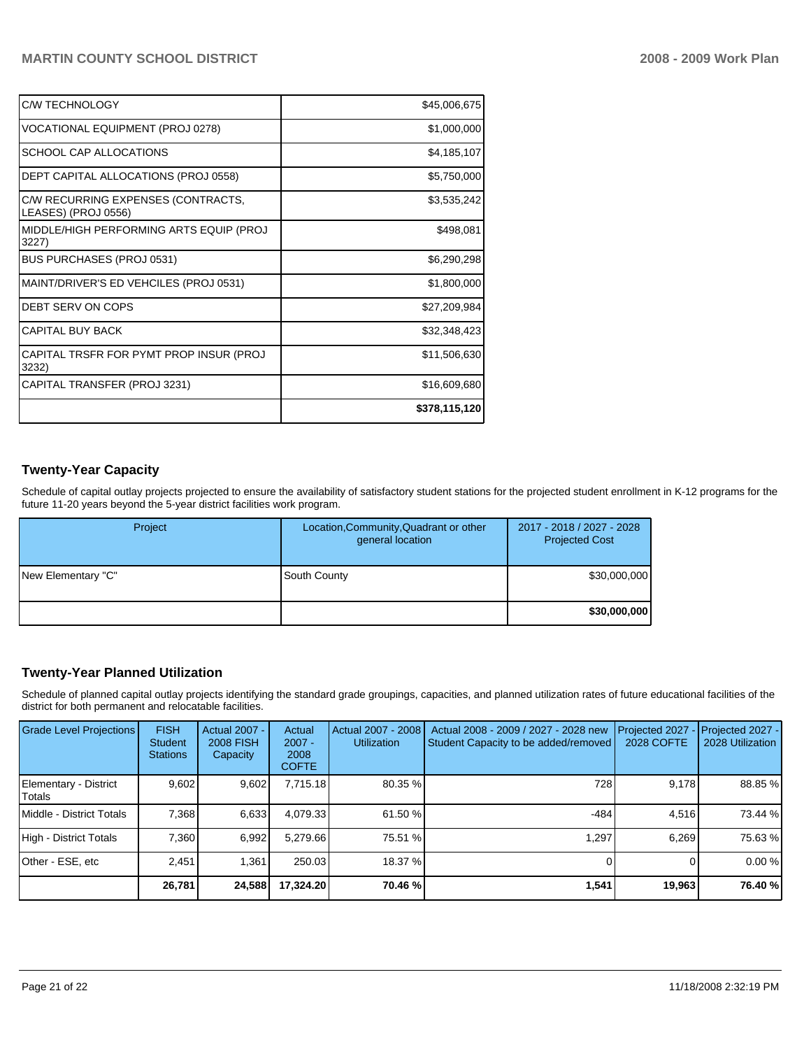| | |
|---|---|
| C/W TECHNOLOGY | $45,006,675 |
| VOCATIONAL EQUIPMENT (PROJ 0278) | $1,000,000 |
| SCHOOL CAP ALLOCATIONS | $4,185,107 |
| DEPT CAPITAL ALLOCATIONS (PROJ 0558) | $5,750,000 |
| C/W RECURRING EXPENSES (CONTRACTS, LEASES) (PROJ 0556) | $3,535,242 |
| MIDDLE/HIGH PERFORMING ARTS EQUIP (PROJ 3227) | $498,081 |
| BUS PURCHASES (PROJ 0531) | $6,290,298 |
| MAINT/DRIVER'S ED VEHCILES (PROJ 0531) | $1,800,000 |
| DEBT SERV ON COPS | $27,209,984 |
| CAPITAL BUY BACK | $32,348,423 |
| CAPITAL TRSFR FOR PYMT PROP INSUR (PROJ 3232) | $11,506,630 |
| CAPITAL TRANSFER (PROJ 3231) | $16,609,680 |
| | **$378,115,120** |

## Twenty-Year Capacity

Schedule of capital outlay projects projected to ensure the availability of satisfactory student stations for the projected student enrollment in K-12 programs for the future 11-20 years beyond the 5-year district facilities work program.

| Project | Location,Community,Quadrant or other general location | 2017 - 2018 / 2027 - 2028 Projected Cost |
|---|---|---|
| New Elementary "C" | South County | $30,000,000 |
| | | **$30,000,000** |

## Twenty-Year Planned Utilization

Schedule of planned capital outlay projects identifying the standard grade groupings, capacities, and planned utilization rates of future educational facilities of the district for both permanent and relocatable facilities.

| Grade Level Projections | FISH Student Stations | Actual 2007 - 2008 FISH Capacity | Actual 2007 - 2008 COFTE | Actual 2007 - 2008 Utilization | Actual 2008 - 2009 / 2027 - 2028 new Student Capacity to be added/removed | Projected 2027 - 2028 COFTE | Projected 2027 - 2028 Utilization |
|---|---|---|---|---|---|---|---|
| Elementary - District Totals | 9,602 | 9,602 | 7,715.18 | 80.35 % | 728 | 9,178 | 88.85 % |
| Middle - District Totals | 7,368 | 6,633 | 4,079.33 | 61.50 % | -484 | 4,516 | 73.44 % |
| High - District Totals | 7,360 | 6,992 | 5,279.66 | 75.51 % | 1,297 | 6,269 | 75.63 % |
| Other - ESE, etc | 2,451 | 1,361 | 250.03 | 18.37 % | 0 | 0 | 0.00 % |
| | **26,781** | **24,588** | **17,324.20** | **70.46 %** | **1,541** | **19,963** | **76.40 %** |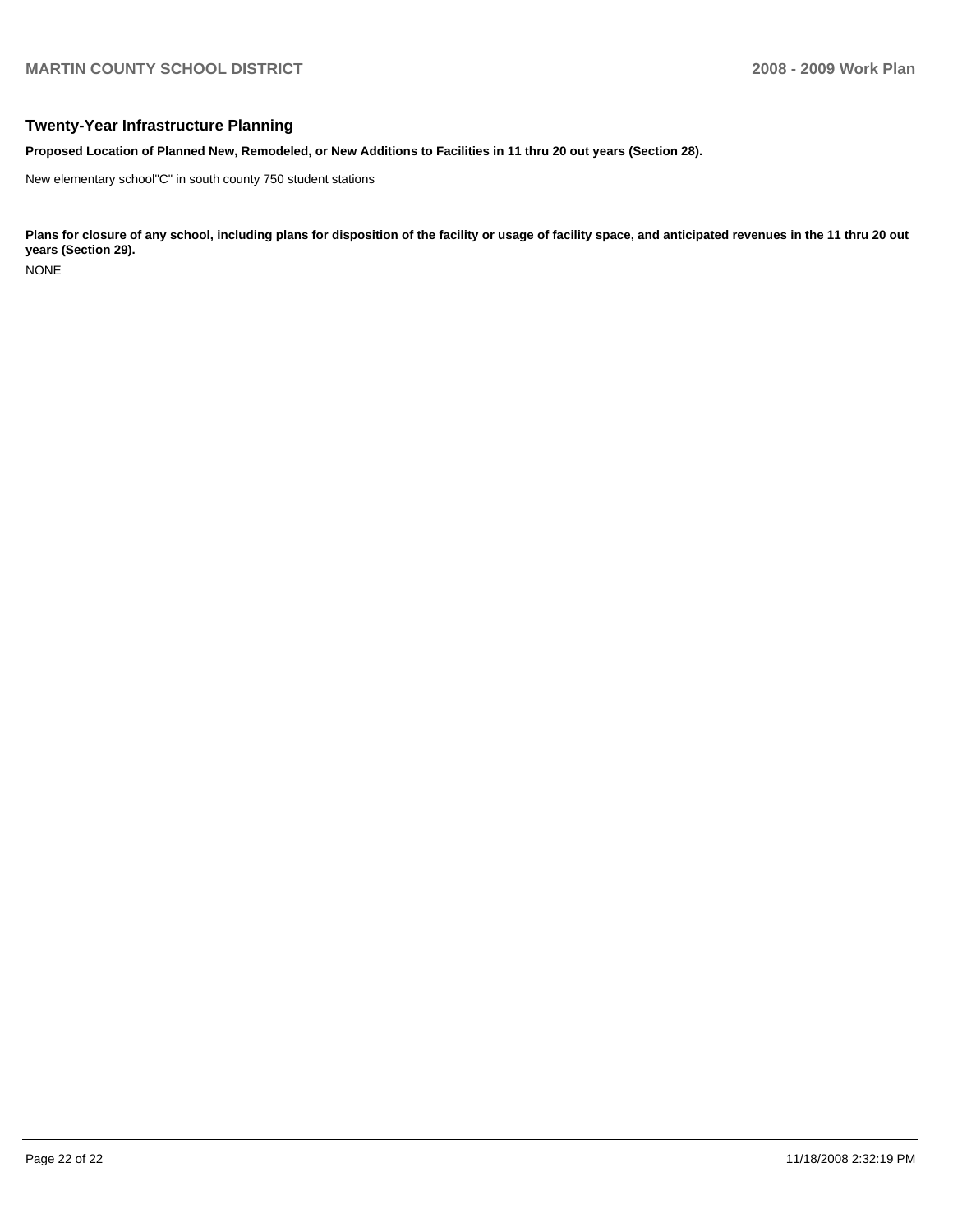## Twenty-Year Infrastructure Planning

**Proposed Location of Planned New, Remodeled, or New Additions to Facilities in 11 thru 20 out years (Section 28).**

New elementary school"C" in south county 750 student stations

**Plans for closure of any school, including plans for disposition of the facility or usage of facility space, and anticipated revenues in the 11 thru 20 out years (Section 29).**

NONE